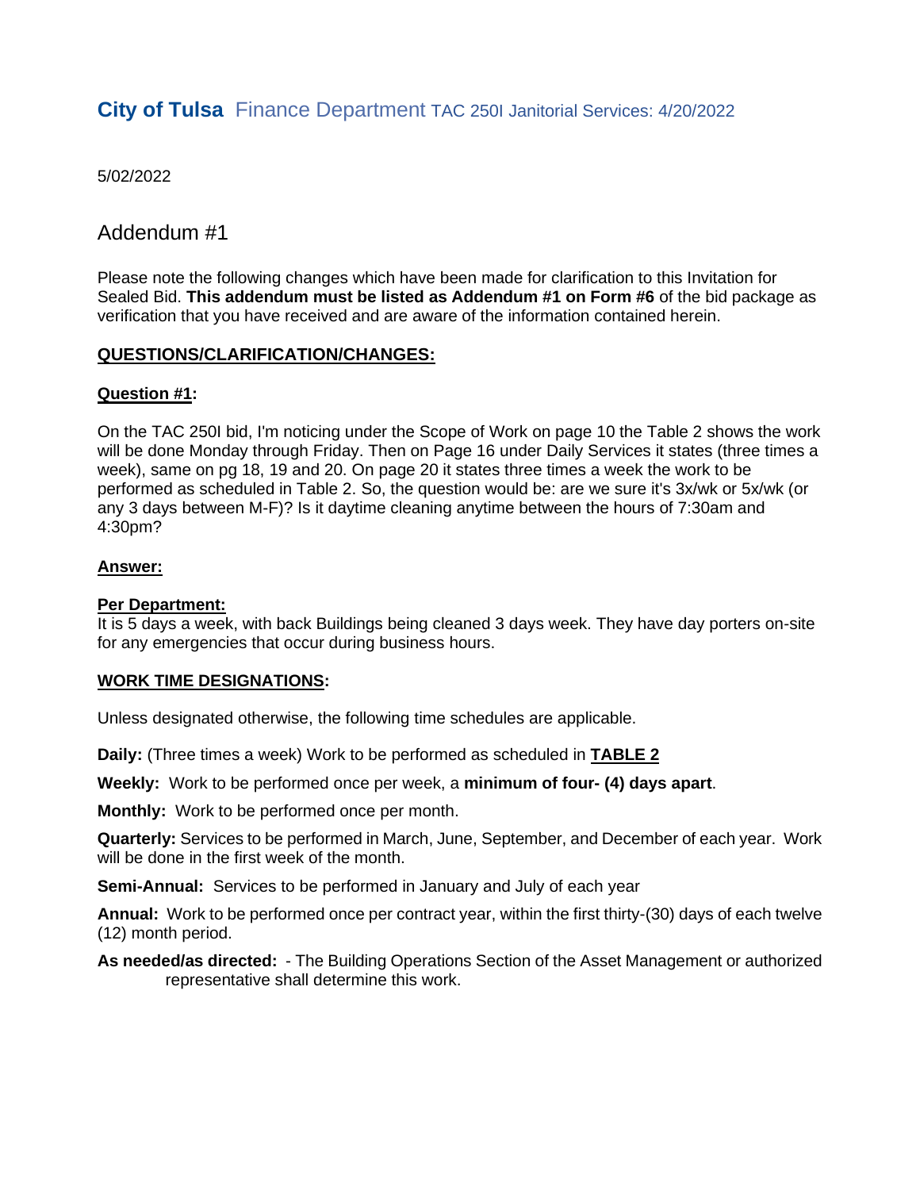# **City of Tulsa** Finance Department TAC 250I Janitorial Services: 4/20/2022

5/02/2022

## Addendum #1

Please note the following changes which have been made for clarification to this Invitation for Sealed Bid. **This addendum must be listed as Addendum #1 on Form #6** of the bid package as verification that you have received and are aware of the information contained herein.

### **QUESTIONS/CLARIFICATION/CHANGES:**

**Question #1:**

On the TAC 250I bid, I'm noticing under the Scope of Work on page 10 the Table 2 shows the work will be done Monday through Friday. Then on Page 16 under Daily Services it states (three times a week), same on pg 18, 19 and 20. On page 20 it states three times a week the work to be performed as scheduled in Table 2. So, the question would be: are we sure it's 3x/wk or 5x/wk (or any 3 days between M-F)? Is it daytime cleaning anytime between the hours of 7:30am and 4:30pm?

**Answer:**

**Per Department:**
It is 5 days a week, with back Buildings being cleaned 3 days week. They have day porters on-site for any emergencies that occur during business hours.

**WORK TIME DESIGNATIONS:**

Unless designated otherwise, the following time schedules are applicable.

**Daily:** (Three times a week) Work to be performed as scheduled in **TABLE 2**

**Weekly:** Work to be performed once per week, a **minimum of four- (4) days apart**.

**Monthly:** Work to be performed once per month.

**Quarterly:** Services to be performed in March, June, September, and December of each year. Work will be done in the first week of the month.

**Semi-Annual:** Services to be performed in January and July of each year

**Annual:** Work to be performed once per contract year, within the first thirty-(30) days of each twelve (12) month period.

**As needed/as directed:** - The Building Operations Section of the Asset Management or authorized representative shall determine this work.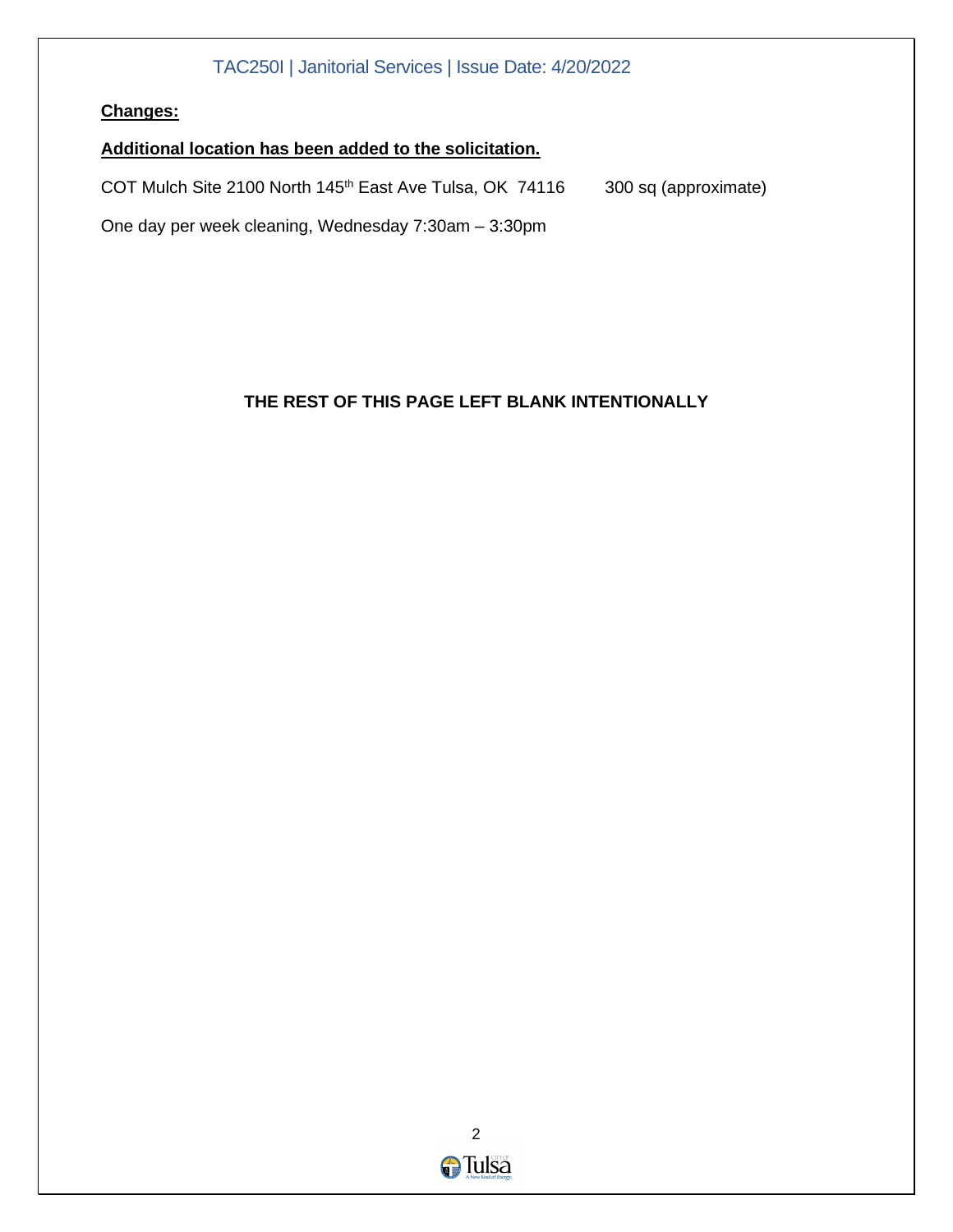**Changes:**

**Additional location has been added to the solicitation.**

COT Mulch Site 2100 North 145th East Ave Tulsa, OK 74116 300 sq (approximate)

One day per week cleaning, Wednesday 7:30am – 3:30pm

**THE REST OF THIS PAGE LEFT BLANK INTENTIONALLY**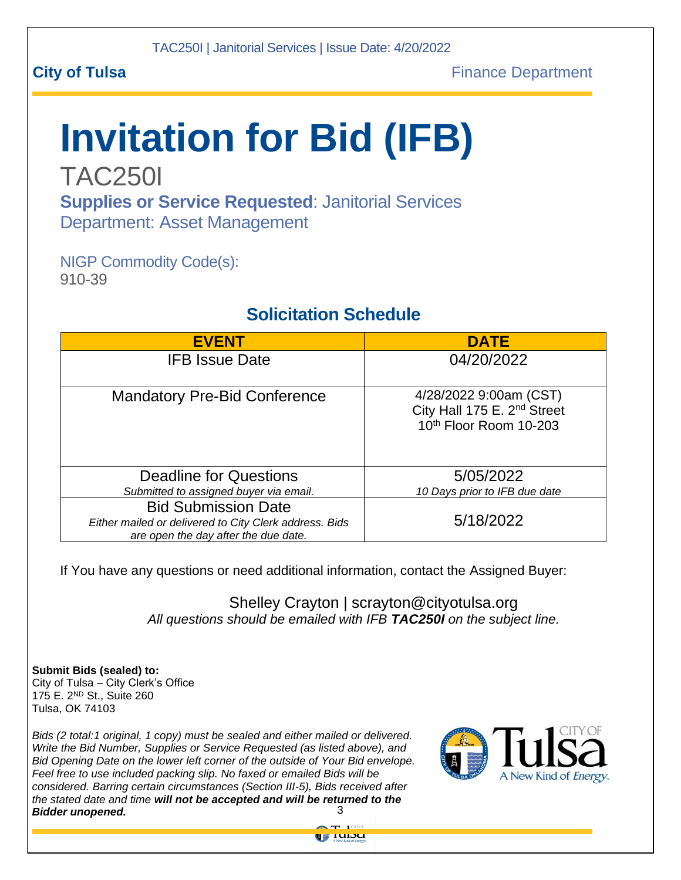**City of Tulsa** Finance Department

# Invitation for Bid (IFB)

TAC250I

**Supplies or Service Requested**: Janitorial Services

Department: Asset Management

NIGP Commodity Code(s):
910-39

## Solicitation Schedule

| EVENT | DATE |
|---|---|
| IFB Issue Date | 04/20/2022 |
| Mandatory Pre-Bid Conference | 4/28/2022 9:00am (CST) City Hall 175 E. 2nd Street 10th Floor Room 10-203 |
| Deadline for Questions *Submitted to assigned buyer via email.* | 5/05/2022 *10 Days prior to IFB due date* |
| Bid Submission Date *Either mailed or delivered to City Clerk address. Bids are open the day after the due date.* | 5/18/2022 |

If You have any questions or need additional information, contact the Assigned Buyer:

Shelley Crayton | scrayton@cityotulsa.org
*All questions should be emailed with IFB* ***TAC250I*** *on the subject line.*

**Submit Bids (sealed) to:**
City of Tulsa – City Clerk's Office
175 E. 2ND St., Suite 260
Tulsa, OK 74103

*Bids (2 total:1 original, 1 copy) must be sealed and either mailed or delivered. Write the Bid Number, Supplies or Service Requested (as listed above), and Bid Opening Date on the lower left corner of the outside of Your Bid envelope. Feel free to use included packing slip. No faxed or emailed Bids will be considered. Barring certain circumstances (Section III-5), Bids received after the stated date and time* ***will not be accepted and will be returned to the Bidder unopened.***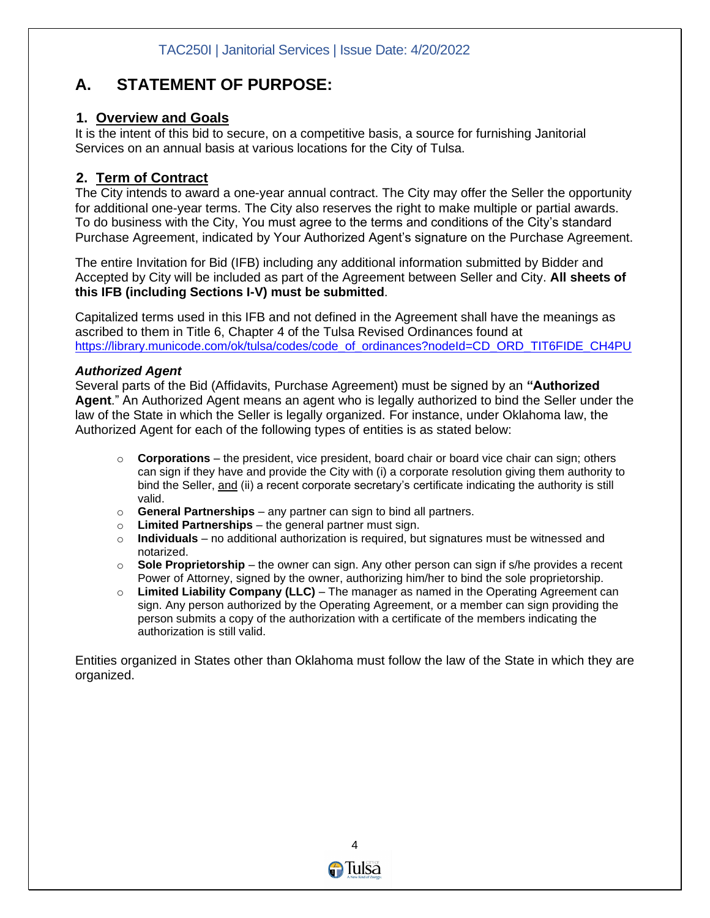# A. STATEMENT OF PURPOSE:

## 1. Overview and Goals

It is the intent of this bid to secure, on a competitive basis, a source for furnishing Janitorial Services on an annual basis at various locations for the City of Tulsa.

## 2. Term of Contract

The City intends to award a one-year annual contract. The City may offer the Seller the opportunity for additional one-year terms. The City also reserves the right to make multiple or partial awards. To do business with the City, You must agree to the terms and conditions of the City's standard Purchase Agreement, indicated by Your Authorized Agent's signature on the Purchase Agreement.

The entire Invitation for Bid (IFB) including any additional information submitted by Bidder and Accepted by City will be included as part of the Agreement between Seller and City. **All sheets of this IFB (including Sections I-V) must be submitted**.

Capitalized terms used in this IFB and not defined in the Agreement shall have the meanings as ascribed to them in Title 6, Chapter 4 of the Tulsa Revised Ordinances found at https://library.municode.com/ok/tulsa/codes/code_of_ordinances?nodeId=CD_ORD_TIT6FIDE_CH4PU

***Authorized Agent***

Several parts of the Bid (Affidavits, Purchase Agreement) must be signed by an **"Authorized Agent**." An Authorized Agent means an agent who is legally authorized to bind the Seller under the law of the State in which the Seller is legally organized. For instance, under Oklahoma law, the Authorized Agent for each of the following types of entities is as stated below:

- **Corporations** – the president, vice president, board chair or board vice chair can sign; others can sign if they have and provide the City with (i) a corporate resolution giving them authority to bind the Seller, and (ii) a recent corporate secretary's certificate indicating the authority is still valid.
- **General Partnerships** – any partner can sign to bind all partners.
- **Limited Partnerships** – the general partner must sign.
- **Individuals** – no additional authorization is required, but signatures must be witnessed and notarized.
- **Sole Proprietorship** – the owner can sign. Any other person can sign if s/he provides a recent Power of Attorney, signed by the owner, authorizing him/her to bind the sole proprietorship.
- **Limited Liability Company (LLC)** – The manager as named in the Operating Agreement can sign. Any person authorized by the Operating Agreement, or a member can sign providing the person submits a copy of the authorization with a certificate of the members indicating the authorization is still valid.

Entities organized in States other than Oklahoma must follow the law of the State in which they are organized.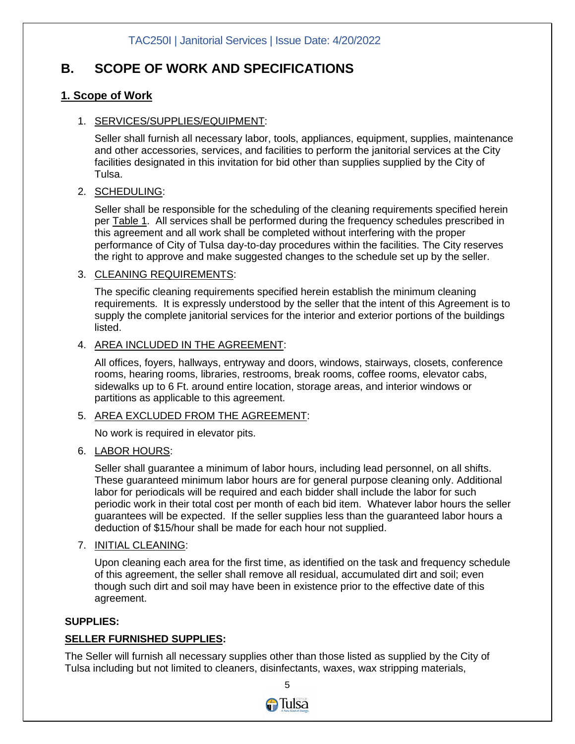# B. SCOPE OF WORK AND SPECIFICATIONS

## 1. Scope of Work

1. SERVICES/SUPPLIES/EQUIPMENT:

   Seller shall furnish all necessary labor, tools, appliances, equipment, supplies, maintenance and other accessories, services, and facilities to perform the janitorial services at the City facilities designated in this invitation for bid other than supplies supplied by the City of Tulsa.

2. SCHEDULING:

   Seller shall be responsible for the scheduling of the cleaning requirements specified herein per Table 1. All services shall be performed during the frequency schedules prescribed in this agreement and all work shall be completed without interfering with the proper performance of City of Tulsa day-to-day procedures within the facilities. The City reserves the right to approve and make suggested changes to the schedule set up by the seller.

3. CLEANING REQUIREMENTS:

   The specific cleaning requirements specified herein establish the minimum cleaning requirements. It is expressly understood by the seller that the intent of this Agreement is to supply the complete janitorial services for the interior and exterior portions of the buildings listed.

4. AREA INCLUDED IN THE AGREEMENT:

   All offices, foyers, hallways, entryway and doors, windows, stairways, closets, conference rooms, hearing rooms, libraries, restrooms, break rooms, coffee rooms, elevator cabs, sidewalks up to 6 Ft. around entire location, storage areas, and interior windows or partitions as applicable to this agreement.

5. AREA EXCLUDED FROM THE AGREEMENT:

   No work is required in elevator pits.

6. LABOR HOURS:

   Seller shall guarantee a minimum of labor hours, including lead personnel, on all shifts. These guaranteed minimum labor hours are for general purpose cleaning only. Additional labor for periodicals will be required and each bidder shall include the labor for such periodic work in their total cost per month of each bid item. Whatever labor hours the seller guarantees will be expected. If the seller supplies less than the guaranteed labor hours a deduction of $15/hour shall be made for each hour not supplied.

7. INITIAL CLEANING:

   Upon cleaning each area for the first time, as identified on the task and frequency schedule of this agreement, the seller shall remove all residual, accumulated dirt and soil; even though such dirt and soil may have been in existence prior to the effective date of this agreement.

**SUPPLIES:**

**SELLER FURNISHED SUPPLIES:**

The Seller will furnish all necessary supplies other than those listed as supplied by the City of Tulsa including but not limited to cleaners, disinfectants, waxes, wax stripping materials,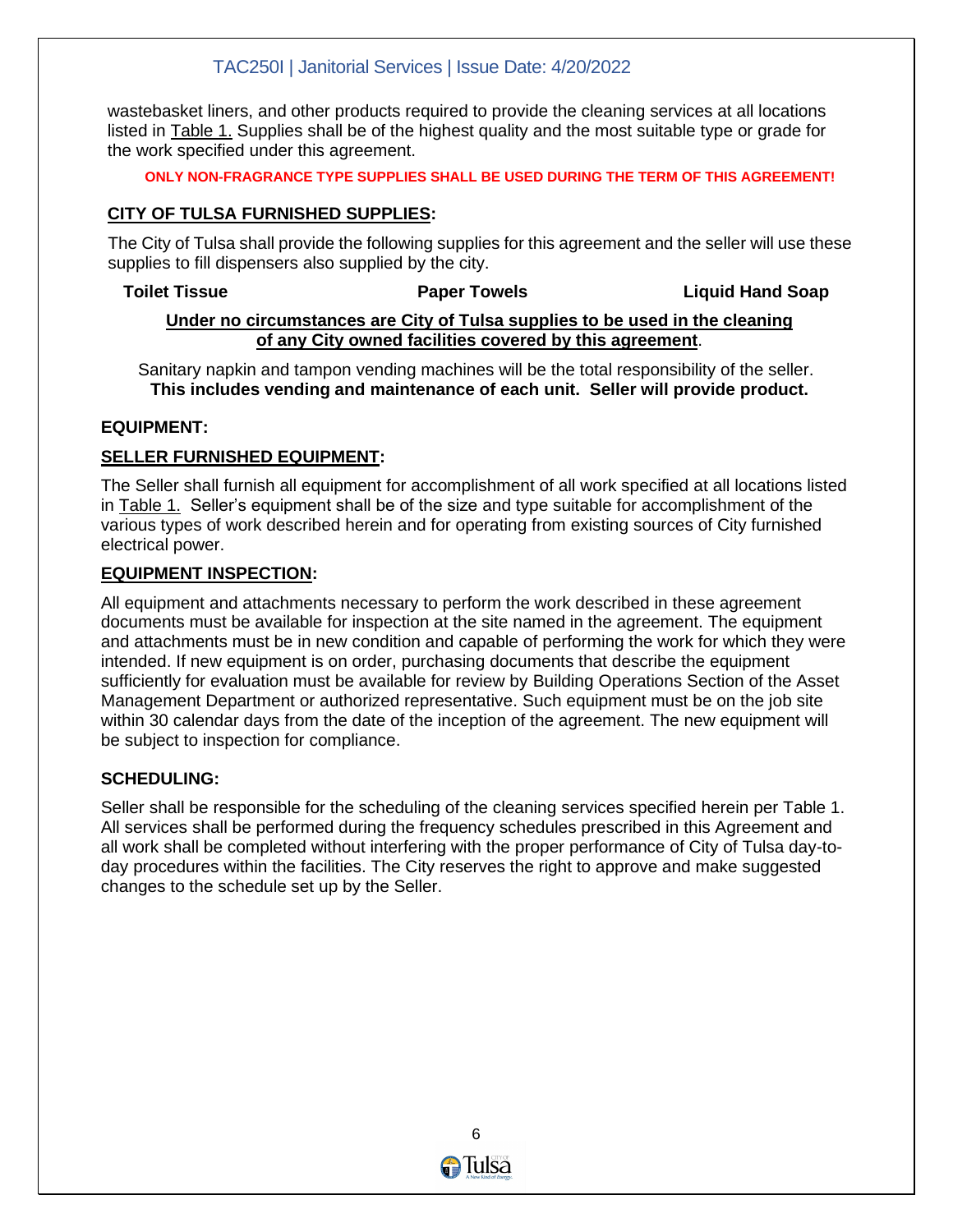wastebasket liners, and other products required to provide the cleaning services at all locations listed in Table 1. Supplies shall be of the highest quality and the most suitable type or grade for the work specified under this agreement.

**ONLY NON-FRAGRANCE TYPE SUPPLIES SHALL BE USED DURING THE TERM OF THIS AGREEMENT!**

### CITY OF TULSA FURNISHED SUPPLIES:

The City of Tulsa shall provide the following supplies for this agreement and the seller will use these supplies to fill dispensers also supplied by the city.

**Toilet Tissue** **Paper Towels** **Liquid Hand Soap**

**Under no circumstances are City of Tulsa supplies to be used in the cleaning of any City owned facilities covered by this agreement.**

Sanitary napkin and tampon vending machines will be the total responsibility of the seller. **This includes vending and maintenance of each unit. Seller will provide product.**

## EQUIPMENT:

### SELLER FURNISHED EQUIPMENT:

The Seller shall furnish all equipment for accomplishment of all work specified at all locations listed in Table 1. Seller's equipment shall be of the size and type suitable for accomplishment of the various types of work described herein and for operating from existing sources of City furnished electrical power.

### EQUIPMENT INSPECTION:

All equipment and attachments necessary to perform the work described in these agreement documents must be available for inspection at the site named in the agreement. The equipment and attachments must be in new condition and capable of performing the work for which they were intended. If new equipment is on order, purchasing documents that describe the equipment sufficiently for evaluation must be available for review by Building Operations Section of the Asset Management Department or authorized representative. Such equipment must be on the job site within 30 calendar days from the date of the inception of the agreement. The new equipment will be subject to inspection for compliance.

## SCHEDULING:

Seller shall be responsible for the scheduling of the cleaning services specified herein per Table 1. All services shall be performed during the frequency schedules prescribed in this Agreement and all work shall be completed without interfering with the proper performance of City of Tulsa day-to-day procedures within the facilities. The City reserves the right to approve and make suggested changes to the schedule set up by the Seller.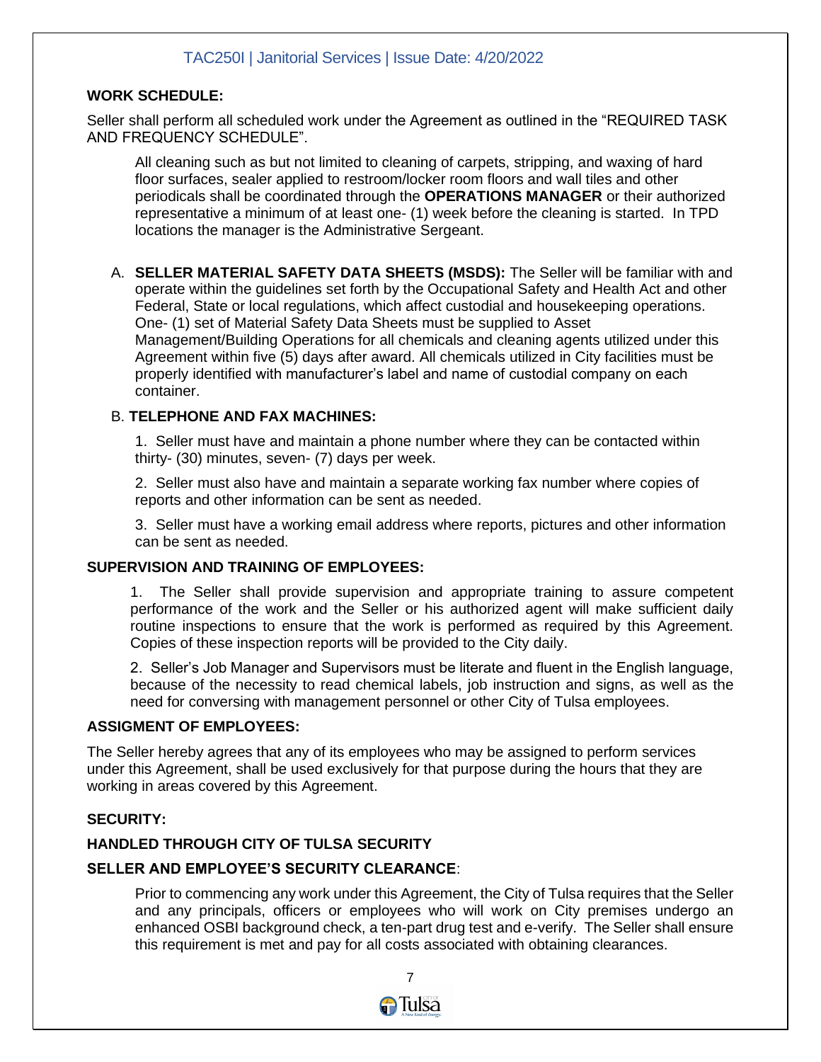**WORK SCHEDULE:**

Seller shall perform all scheduled work under the Agreement as outlined in the "REQUIRED TASK AND FREQUENCY SCHEDULE".

All cleaning such as but not limited to cleaning of carpets, stripping, and waxing of hard floor surfaces, sealer applied to restroom/locker room floors and wall tiles and other periodicals shall be coordinated through the **OPERATIONS MANAGER** or their authorized representative a minimum of at least one- (1) week before the cleaning is started. In TPD locations the manager is the Administrative Sergeant.

A. **SELLER MATERIAL SAFETY DATA SHEETS (MSDS):** The Seller will be familiar with and operate within the guidelines set forth by the Occupational Safety and Health Act and other Federal, State or local regulations, which affect custodial and housekeeping operations. One- (1) set of Material Safety Data Sheets must be supplied to Asset Management/Building Operations for all chemicals and cleaning agents utilized under this Agreement within five (5) days after award. All chemicals utilized in City facilities must be properly identified with manufacturer's label and name of custodial company on each container.

B. **TELEPHONE AND FAX MACHINES:**

1. Seller must have and maintain a phone number where they can be contacted within thirty- (30) minutes, seven- (7) days per week.

2. Seller must also have and maintain a separate working fax number where copies of reports and other information can be sent as needed.

3. Seller must have a working email address where reports, pictures and other information can be sent as needed.

**SUPERVISION AND TRAINING OF EMPLOYEES:**

1. The Seller shall provide supervision and appropriate training to assure competent performance of the work and the Seller or his authorized agent will make sufficient daily routine inspections to ensure that the work is performed as required by this Agreement. Copies of these inspection reports will be provided to the City daily.

2. Seller's Job Manager and Supervisors must be literate and fluent in the English language, because of the necessity to read chemical labels, job instruction and signs, as well as the need for conversing with management personnel or other City of Tulsa employees.

**ASSIGMENT OF EMPLOYEES:**

The Seller hereby agrees that any of its employees who may be assigned to perform services under this Agreement, shall be used exclusively for that purpose during the hours that they are working in areas covered by this Agreement.

**SECURITY:**

**HANDLED THROUGH CITY OF TULSA SECURITY**

**SELLER AND EMPLOYEE'S SECURITY CLEARANCE**:

Prior to commencing any work under this Agreement, the City of Tulsa requires that the Seller and any principals, officers or employees who will work on City premises undergo an enhanced OSBI background check, a ten-part drug test and e-verify. The Seller shall ensure this requirement is met and pay for all costs associated with obtaining clearances.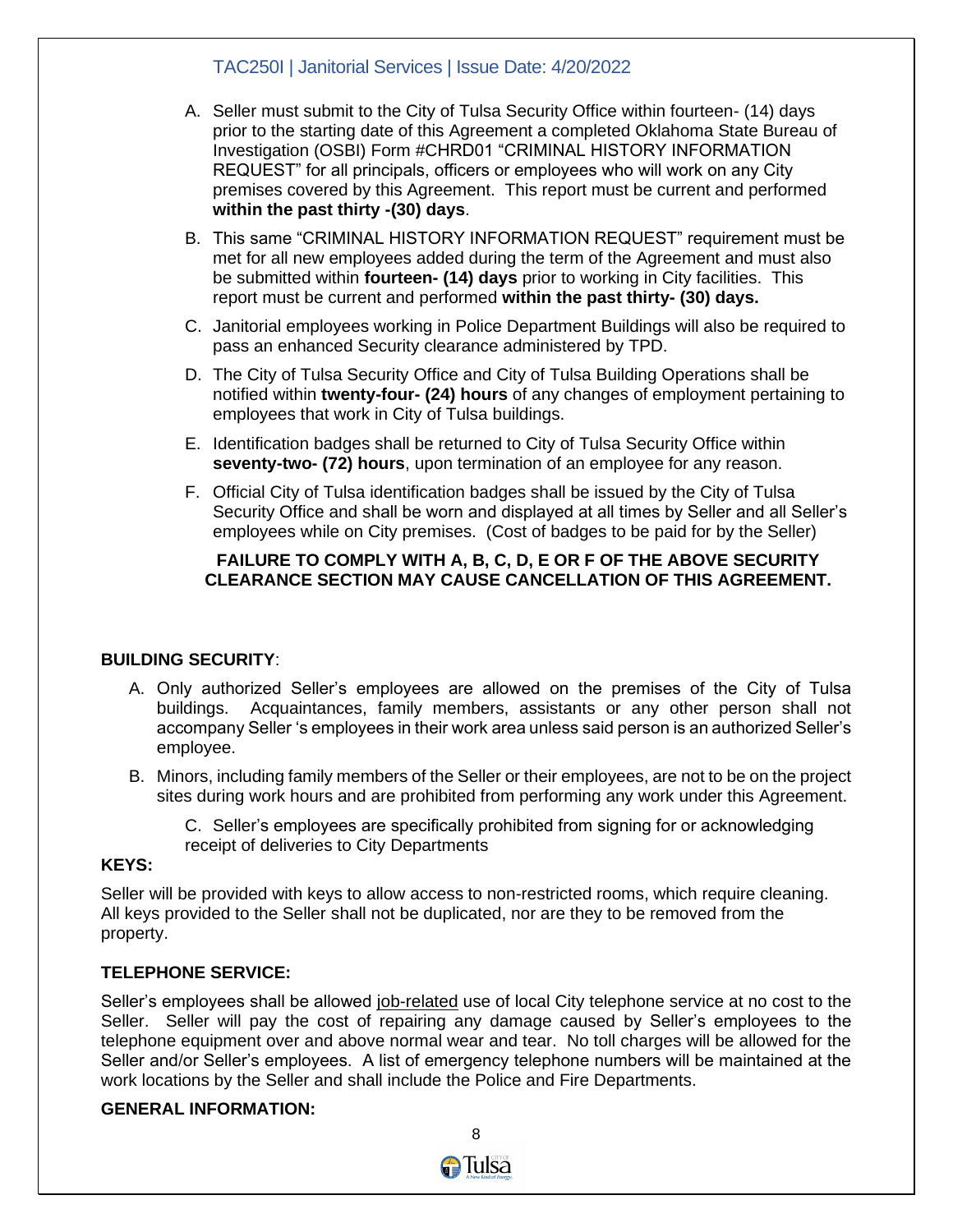A. Seller must submit to the City of Tulsa Security Office within fourteen- (14) days prior to the starting date of this Agreement a completed Oklahoma State Bureau of Investigation (OSBI) Form #CHRD01 "CRIMINAL HISTORY INFORMATION REQUEST" for all principals, officers or employees who will work on any City premises covered by this Agreement. This report must be current and performed **within the past thirty -(30) days**.

B. This same "CRIMINAL HISTORY INFORMATION REQUEST" requirement must be met for all new employees added during the term of the Agreement and must also be submitted within **fourteen- (14) days** prior to working in City facilities. This report must be current and performed **within the past thirty- (30) days.**

C. Janitorial employees working in Police Department Buildings will also be required to pass an enhanced Security clearance administered by TPD.

D. The City of Tulsa Security Office and City of Tulsa Building Operations shall be notified within **twenty-four- (24) hours** of any changes of employment pertaining to employees that work in City of Tulsa buildings.

E. Identification badges shall be returned to City of Tulsa Security Office within **seventy-two- (72) hours**, upon termination of an employee for any reason.

F. Official City of Tulsa identification badges shall be issued by the City of Tulsa Security Office and shall be worn and displayed at all times by Seller and all Seller's employees while on City premises. (Cost of badges to be paid for by the Seller)

**FAILURE TO COMPLY WITH A, B, C, D, E OR F OF THE ABOVE SECURITY CLEARANCE SECTION MAY CAUSE CANCELLATION OF THIS AGREEMENT.**

**BUILDING SECURITY**:

A. Only authorized Seller's employees are allowed on the premises of the City of Tulsa buildings. Acquaintances, family members, assistants or any other person shall not accompany Seller 's employees in their work area unless said person is an authorized Seller's employee.

B. Minors, including family members of the Seller or their employees, are not to be on the project sites during work hours and are prohibited from performing any work under this Agreement.

C. Seller's employees are specifically prohibited from signing for or acknowledging receipt of deliveries to City Departments

**KEYS:**

Seller will be provided with keys to allow access to non-restricted rooms, which require cleaning. All keys provided to the Seller shall not be duplicated, nor are they to be removed from the property.

**TELEPHONE SERVICE:**

Seller's employees shall be allowed job-related use of local City telephone service at no cost to the Seller. Seller will pay the cost of repairing any damage caused by Seller's employees to the telephone equipment over and above normal wear and tear. No toll charges will be allowed for the Seller and/or Seller's employees. A list of emergency telephone numbers will be maintained at the work locations by the Seller and shall include the Police and Fire Departments.

**GENERAL INFORMATION:**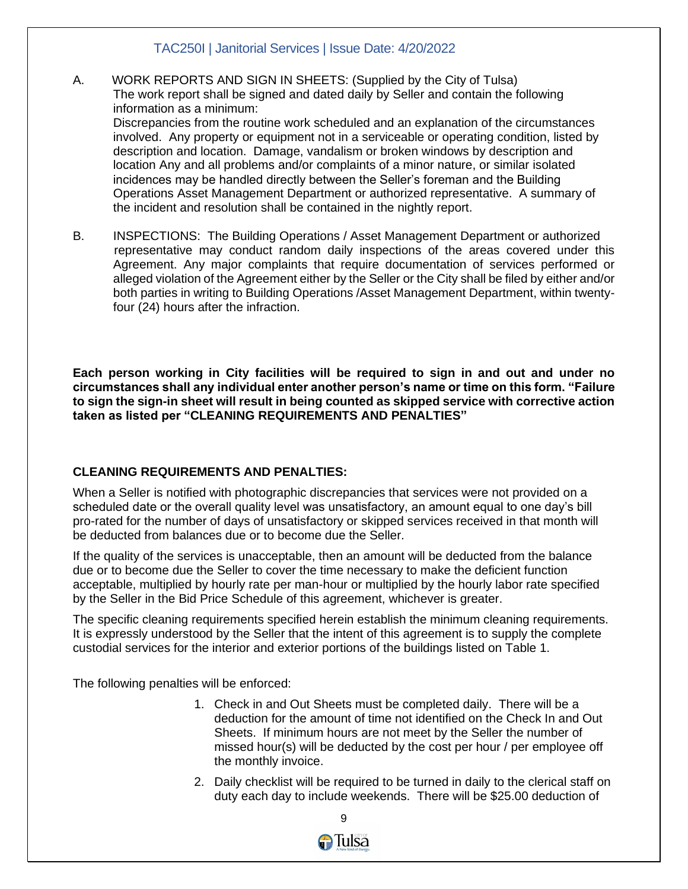A. WORK REPORTS AND SIGN IN SHEETS: (Supplied by the City of Tulsa)
The work report shall be signed and dated daily by Seller and contain the following information as a minimum:
Discrepancies from the routine work scheduled and an explanation of the circumstances involved. Any property or equipment not in a serviceable or operating condition, listed by description and location. Damage, vandalism or broken windows by description and location Any and all problems and/or complaints of a minor nature, or similar isolated incidences may be handled directly between the Seller's foreman and the Building Operations Asset Management Department or authorized representative. A summary of the incident and resolution shall be contained in the nightly report.

B. INSPECTIONS: The Building Operations / Asset Management Department or authorized representative may conduct random daily inspections of the areas covered under this Agreement. Any major complaints that require documentation of services performed or alleged violation of the Agreement either by the Seller or the City shall be filed by either and/or both parties in writing to Building Operations /Asset Management Department, within twenty-four (24) hours after the infraction.

**Each person working in City facilities will be required to sign in and out and under no circumstances shall any individual enter another person's name or time on this form. "Failure to sign the sign-in sheet will result in being counted as skipped service with corrective action taken as listed per "CLEANING REQUIREMENTS AND PENALTIES"**

**CLEANING REQUIREMENTS AND PENALTIES:**

When a Seller is notified with photographic discrepancies that services were not provided on a scheduled date or the overall quality level was unsatisfactory, an amount equal to one day's bill pro-rated for the number of days of unsatisfactory or skipped services received in that month will be deducted from balances due or to become due the Seller.

If the quality of the services is unacceptable, then an amount will be deducted from the balance due or to become due the Seller to cover the time necessary to make the deficient function acceptable, multiplied by hourly rate per man-hour or multiplied by the hourly labor rate specified by the Seller in the Bid Price Schedule of this agreement, whichever is greater.

The specific cleaning requirements specified herein establish the minimum cleaning requirements. It is expressly understood by the Seller that the intent of this agreement is to supply the complete custodial services for the interior and exterior portions of the buildings listed on Table 1.

The following penalties will be enforced:

1. Check in and Out Sheets must be completed daily. There will be a deduction for the amount of time not identified on the Check In and Out Sheets. If minimum hours are not meet by the Seller the number of missed hour(s) will be deducted by the cost per hour / per employee off the monthly invoice.
2. Daily checklist will be required to be turned in daily to the clerical staff on duty each day to include weekends. There will be $25.00 deduction of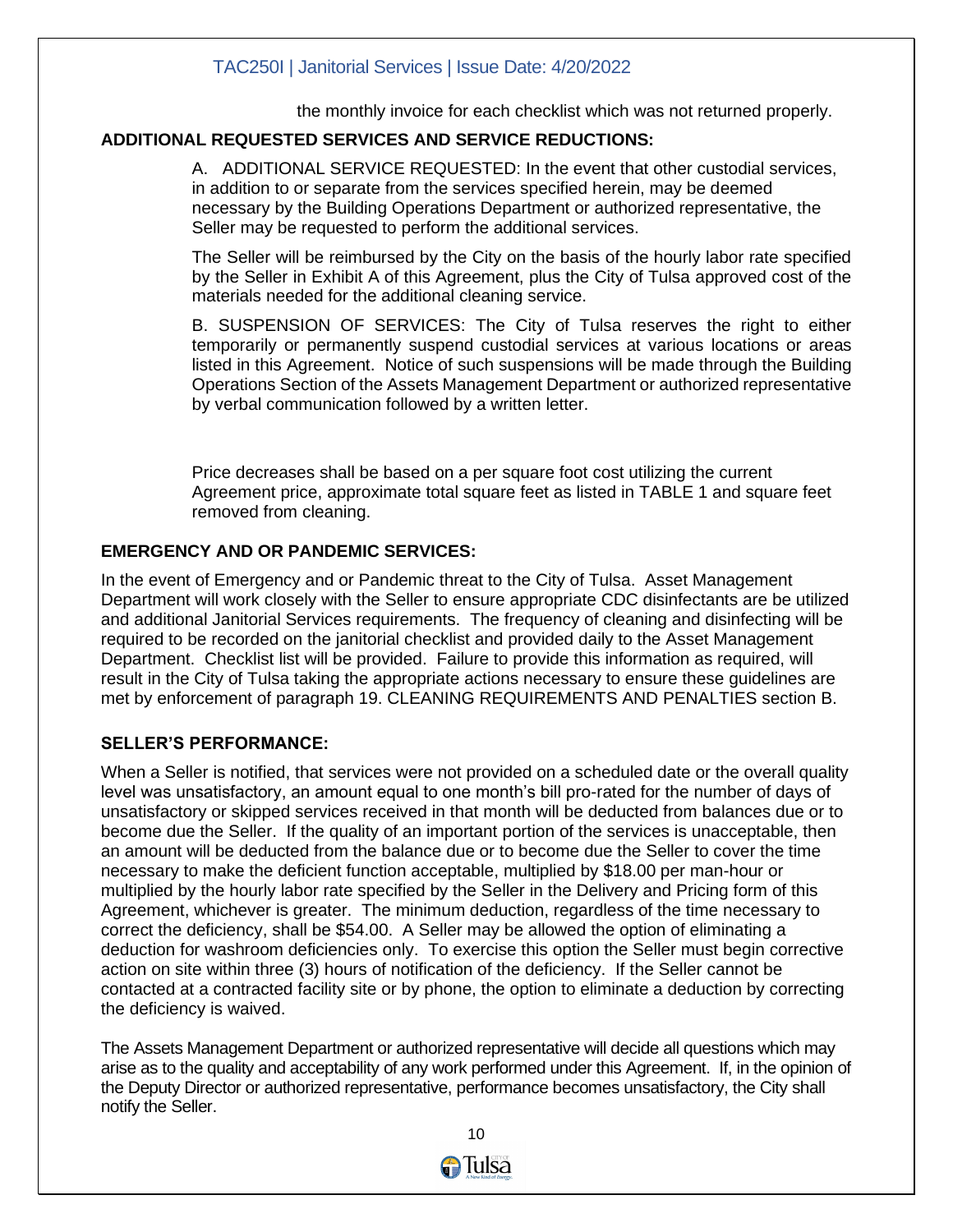the monthly invoice for each checklist which was not returned properly.

**ADDITIONAL REQUESTED SERVICES AND SERVICE REDUCTIONS:**

A. ADDITIONAL SERVICE REQUESTED: In the event that other custodial services, in addition to or separate from the services specified herein, may be deemed necessary by the Building Operations Department or authorized representative, the Seller may be requested to perform the additional services.

The Seller will be reimbursed by the City on the basis of the hourly labor rate specified by the Seller in Exhibit A of this Agreement, plus the City of Tulsa approved cost of the materials needed for the additional cleaning service.

B. SUSPENSION OF SERVICES: The City of Tulsa reserves the right to either temporarily or permanently suspend custodial services at various locations or areas listed in this Agreement. Notice of such suspensions will be made through the Building Operations Section of the Assets Management Department or authorized representative by verbal communication followed by a written letter.

Price decreases shall be based on a per square foot cost utilizing the current Agreement price, approximate total square feet as listed in TABLE 1 and square feet removed from cleaning.

**EMERGENCY AND OR PANDEMIC SERVICES:**

In the event of Emergency and or Pandemic threat to the City of Tulsa. Asset Management Department will work closely with the Seller to ensure appropriate CDC disinfectants are be utilized and additional Janitorial Services requirements. The frequency of cleaning and disinfecting will be required to be recorded on the janitorial checklist and provided daily to the Asset Management Department. Checklist list will be provided. Failure to provide this information as required, will result in the City of Tulsa taking the appropriate actions necessary to ensure these guidelines are met by enforcement of paragraph 19. CLEANING REQUIREMENTS AND PENALTIES section B.

**SELLER'S PERFORMANCE:**

When a Seller is notified, that services were not provided on a scheduled date or the overall quality level was unsatisfactory, an amount equal to one month's bill pro-rated for the number of days of unsatisfactory or skipped services received in that month will be deducted from balances due or to become due the Seller. If the quality of an important portion of the services is unacceptable, then an amount will be deducted from the balance due or to become due the Seller to cover the time necessary to make the deficient function acceptable, multiplied by $18.00 per man-hour or multiplied by the hourly labor rate specified by the Seller in the Delivery and Pricing form of this Agreement, whichever is greater. The minimum deduction, regardless of the time necessary to correct the deficiency, shall be $54.00. A Seller may be allowed the option of eliminating a deduction for washroom deficiencies only. To exercise this option the Seller must begin corrective action on site within three (3) hours of notification of the deficiency. If the Seller cannot be contacted at a contracted facility site or by phone, the option to eliminate a deduction by correcting the deficiency is waived.

The Assets Management Department or authorized representative will decide all questions which may arise as to the quality and acceptability of any work performed under this Agreement. If, in the opinion of the Deputy Director or authorized representative, performance becomes unsatisfactory, the City shall notify the Seller.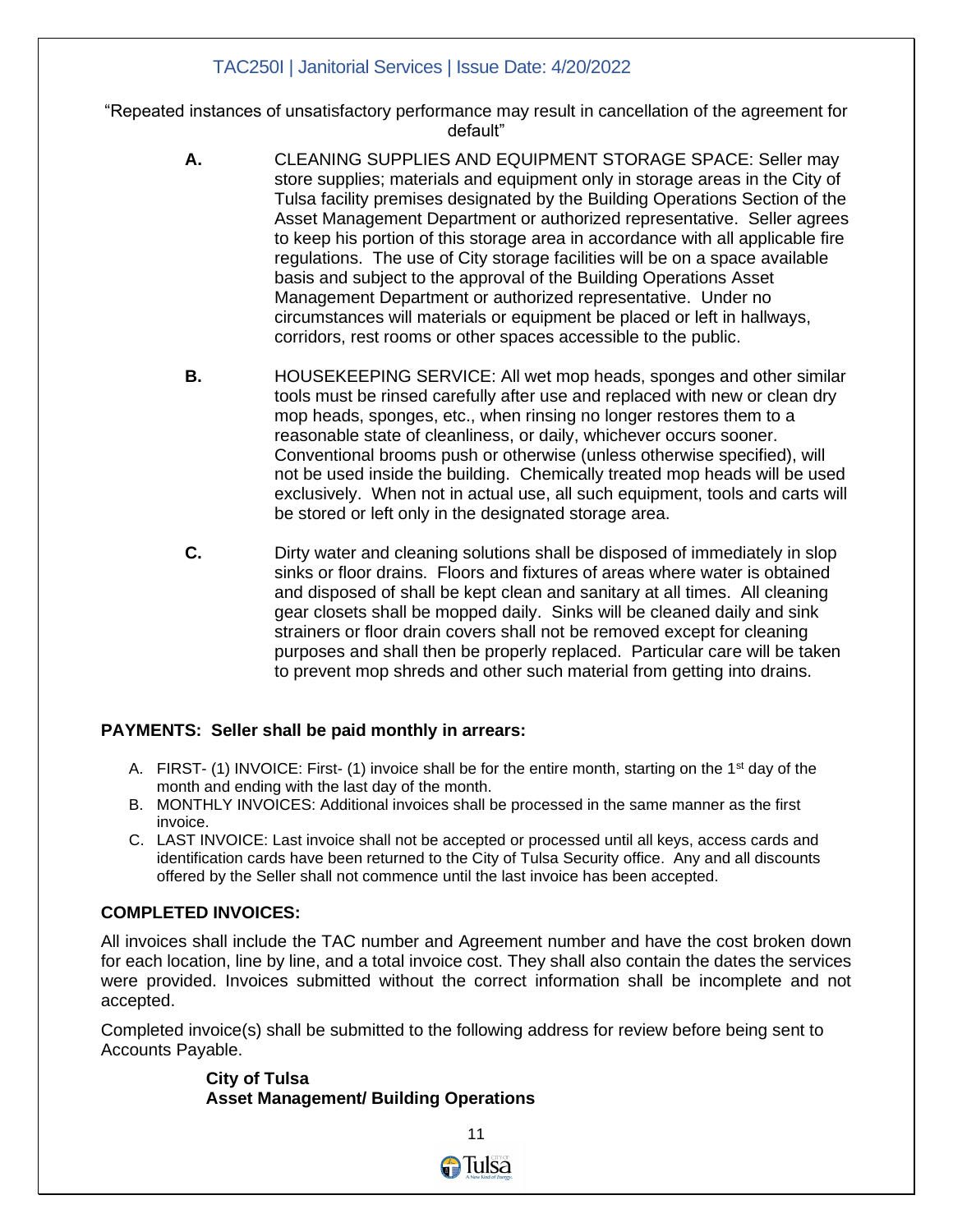"Repeated instances of unsatisfactory performance may result in cancellation of the agreement for default"

**A.** CLEANING SUPPLIES AND EQUIPMENT STORAGE SPACE: Seller may store supplies; materials and equipment only in storage areas in the City of Tulsa facility premises designated by the Building Operations Section of the Asset Management Department or authorized representative. Seller agrees to keep his portion of this storage area in accordance with all applicable fire regulations. The use of City storage facilities will be on a space available basis and subject to the approval of the Building Operations Asset Management Department or authorized representative. Under no circumstances will materials or equipment be placed or left in hallways, corridors, rest rooms or other spaces accessible to the public.

**B.** HOUSEKEEPING SERVICE: All wet mop heads, sponges and other similar tools must be rinsed carefully after use and replaced with new or clean dry mop heads, sponges, etc., when rinsing no longer restores them to a reasonable state of cleanliness, or daily, whichever occurs sooner. Conventional brooms push or otherwise (unless otherwise specified), will not be used inside the building. Chemically treated mop heads will be used exclusively. When not in actual use, all such equipment, tools and carts will be stored or left only in the designated storage area.

**C.** Dirty water and cleaning solutions shall be disposed of immediately in slop sinks or floor drains. Floors and fixtures of areas where water is obtained and disposed of shall be kept clean and sanitary at all times. All cleaning gear closets shall be mopped daily. Sinks will be cleaned daily and sink strainers or floor drain covers shall not be removed except for cleaning purposes and shall then be properly replaced. Particular care will be taken to prevent mop shreds and other such material from getting into drains.

**PAYMENTS: Seller shall be paid monthly in arrears:**

A. FIRST- (1) INVOICE: First- (1) invoice shall be for the entire month, starting on the 1st day of the month and ending with the last day of the month.
B. MONTHLY INVOICES: Additional invoices shall be processed in the same manner as the first invoice.
C. LAST INVOICE: Last invoice shall not be accepted or processed until all keys, access cards and identification cards have been returned to the City of Tulsa Security office. Any and all discounts offered by the Seller shall not commence until the last invoice has been accepted.

**COMPLETED INVOICES:**

All invoices shall include the TAC number and Agreement number and have the cost broken down for each location, line by line, and a total invoice cost. They shall also contain the dates the services were provided. Invoices submitted without the correct information shall be incomplete and not accepted.

Completed invoice(s) shall be submitted to the following address for review before being sent to Accounts Payable.

**City of Tulsa**
**Asset Management/ Building Operations**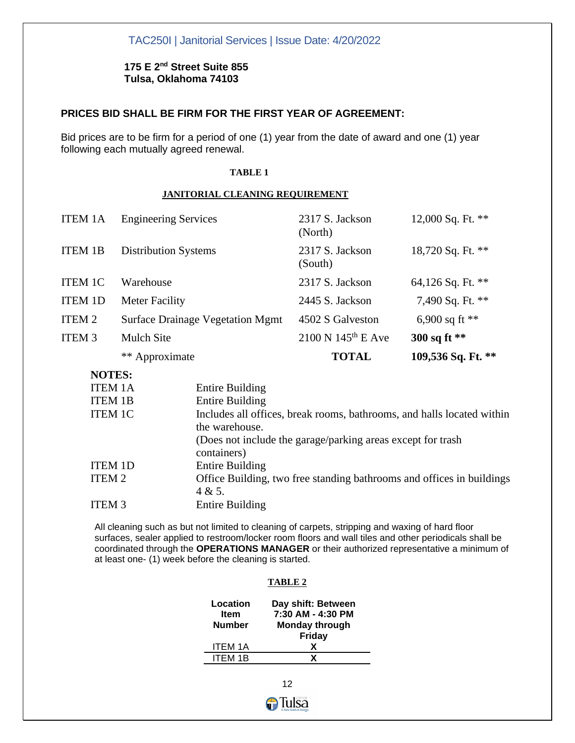**175 E 2nd Street Suite 855**
**Tulsa, Oklahoma 74103**

**PRICES BID SHALL BE FIRM FOR THE FIRST YEAR OF AGREEMENT:**

Bid prices are to be firm for a period of one (1) year from the date of award and one (1) year following each mutually agreed renewal.

**TABLE 1**

**JANITORIAL CLEANING REQUIREMENT**

| | | | |
|---|---|---|---|
| ITEM 1A | Engineering Services | 2317 S. Jackson (North) | 12,000 Sq. Ft. ** |
| ITEM 1B | Distribution Systems | 2317 S. Jackson (South) | 18,720 Sq. Ft. ** |
| ITEM 1C | Warehouse | 2317 S. Jackson | 64,126 Sq. Ft. ** |
| ITEM 1D | Meter Facility | 2445 S. Jackson | 7,490 Sq. Ft. ** |
| ITEM 2 | Surface Drainage Vegetation Mgmt | 4502 S Galveston | 6,900 sq ft ** |
| ITEM 3 | Mulch Site | 2100 N 145th E Ave | **300 sq ft ** ** |
| | ** Approximate | **TOTAL** | **109,536 Sq. Ft. ** ** |

**NOTES:**

| | |
|---|---|
| ITEM 1A | Entire Building |
| ITEM 1B | Entire Building |
| ITEM 1C | Includes all offices, break rooms, bathrooms, and halls located within the warehouse. (Does not include the garage/parking areas except for trash containers) |
| ITEM 1D | Entire Building |
| ITEM 2 | Office Building, two free standing bathrooms and offices in buildings 4 & 5. |
| ITEM 3 | Entire Building |

All cleaning such as but not limited to cleaning of carpets, stripping and waxing of hard floor surfaces, sealer applied to restroom/locker room floors and wall tiles and other periodicals shall be coordinated through the **OPERATIONS MANAGER** or their authorized representative a minimum of at least one- (1) week before the cleaning is started.

**TABLE 2**

| Location Item Number | Day shift: Between 7:30 AM - 4:30 PM Monday through Friday |
|---|---|
| ITEM 1A | X |
| ITEM 1B | X |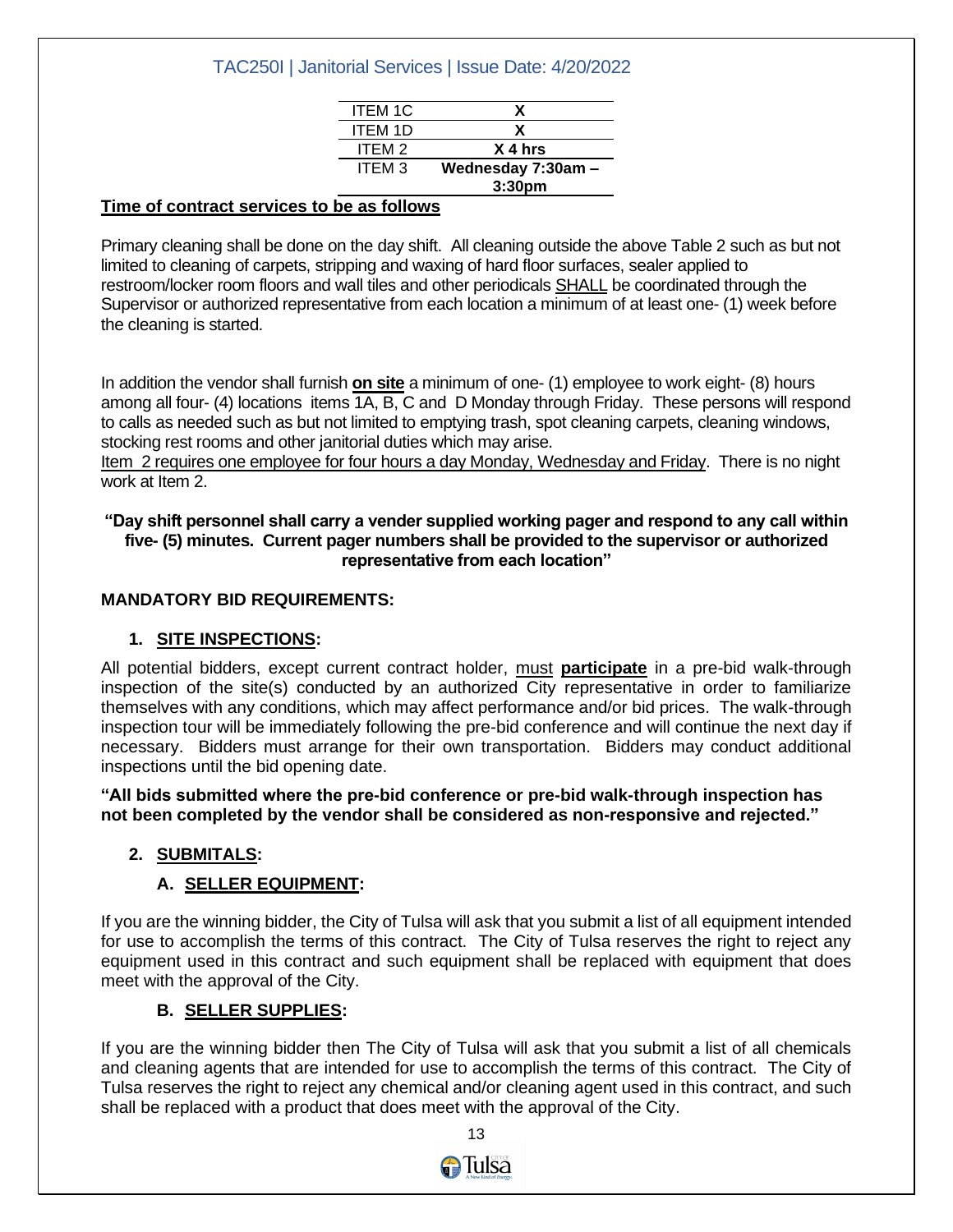| ITEM 1C | X |
|---|---|
| ITEM 1D | X |
| ITEM 2 | X 4 hrs |
| ITEM 3 | Wednesday 7:30am – 3:30pm |

**Time of contract services to be as follows**

Primary cleaning shall be done on the day shift. All cleaning outside the above Table 2 such as but not limited to cleaning of carpets, stripping and waxing of hard floor surfaces, sealer applied to restroom/locker room floors and wall tiles and other periodicals SHALL be coordinated through the Supervisor or authorized representative from each location a minimum of at least one- (1) week before the cleaning is started.

In addition the vendor shall furnish **on site** a minimum of one- (1) employee to work eight- (8) hours among all four- (4) locations items 1A, B, C and D Monday through Friday. These persons will respond to calls as needed such as but not limited to emptying trash, spot cleaning carpets, cleaning windows, stocking rest rooms and other janitorial duties which may arise.
Item 2 requires one employee for four hours a day Monday, Wednesday and Friday. There is no night work at Item 2.

**"Day shift personnel shall carry a vender supplied working pager and respond to any call within five- (5) minutes. Current pager numbers shall be provided to the supervisor or authorized representative from each location"**

**MANDATORY BID REQUIREMENTS:**

1. **SITE INSPECTIONS:**

All potential bidders, except current contract holder, must **participate** in a pre-bid walk-through inspection of the site(s) conducted by an authorized City representative in order to familiarize themselves with any conditions, which may affect performance and/or bid prices. The walk-through inspection tour will be immediately following the pre-bid conference and will continue the next day if necessary. Bidders must arrange for their own transportation. Bidders may conduct additional inspections until the bid opening date.

**"All bids submitted where the pre-bid conference or pre-bid walk-through inspection has not been completed by the vendor shall be considered as non-responsive and rejected."**

2. **SUBMITALS:**

   A. **SELLER EQUIPMENT:**

If you are the winning bidder, the City of Tulsa will ask that you submit a list of all equipment intended for use to accomplish the terms of this contract. The City of Tulsa reserves the right to reject any equipment used in this contract and such equipment shall be replaced with equipment that does meet with the approval of the City.

   B. **SELLER SUPPLIES:**

If you are the winning bidder then The City of Tulsa will ask that you submit a list of all chemicals and cleaning agents that are intended for use to accomplish the terms of this contract. The City of Tulsa reserves the right to reject any chemical and/or cleaning agent used in this contract, and such shall be replaced with a product that does meet with the approval of the City.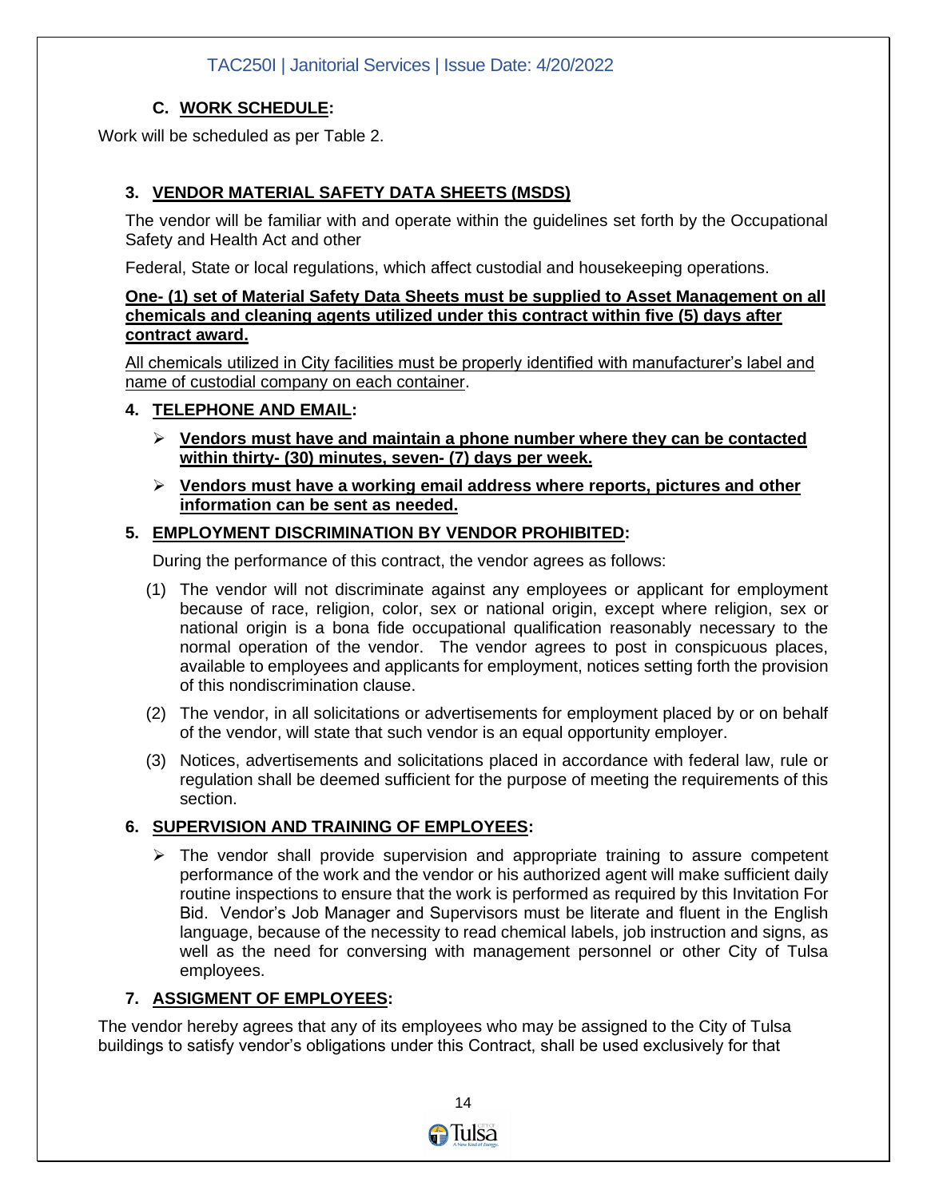### C. WORK SCHEDULE:

Work will be scheduled as per Table 2.

### 3. VENDOR MATERIAL SAFETY DATA SHEETS (MSDS)

The vendor will be familiar with and operate within the guidelines set forth by the Occupational Safety and Health Act and other

Federal, State or local regulations, which affect custodial and housekeeping operations.

**One- (1) set of Material Safety Data Sheets must be supplied to Asset Management on all chemicals and cleaning agents utilized under this contract within five (5) days after contract award.**

All chemicals utilized in City facilities must be properly identified with manufacturer's label and name of custodial company on each container.

### 4. TELEPHONE AND EMAIL:

- **Vendors must have and maintain a phone number where they can be contacted within thirty- (30) minutes, seven- (7) days per week.**
- **Vendors must have a working email address where reports, pictures and other information can be sent as needed.**

### 5. EMPLOYMENT DISCRIMINATION BY VENDOR PROHIBITED:

During the performance of this contract, the vendor agrees as follows:

(1) The vendor will not discriminate against any employees or applicant for employment because of race, religion, color, sex or national origin, except where religion, sex or national origin is a bona fide occupational qualification reasonably necessary to the normal operation of the vendor. The vendor agrees to post in conspicuous places, available to employees and applicants for employment, notices setting forth the provision of this nondiscrimination clause.

(2) The vendor, in all solicitations or advertisements for employment placed by or on behalf of the vendor, will state that such vendor is an equal opportunity employer.

(3) Notices, advertisements and solicitations placed in accordance with federal law, rule or regulation shall be deemed sufficient for the purpose of meeting the requirements of this section.

### 6. SUPERVISION AND TRAINING OF EMPLOYEES:

- The vendor shall provide supervision and appropriate training to assure competent performance of the work and the vendor or his authorized agent will make sufficient daily routine inspections to ensure that the work is performed as required by this Invitation For Bid. Vendor's Job Manager and Supervisors must be literate and fluent in the English language, because of the necessity to read chemical labels, job instruction and signs, as well as the need for conversing with management personnel or other City of Tulsa employees.

### 7. ASSIGMENT OF EMPLOYEES:

The vendor hereby agrees that any of its employees who may be assigned to the City of Tulsa buildings to satisfy vendor's obligations under this Contract, shall be used exclusively for that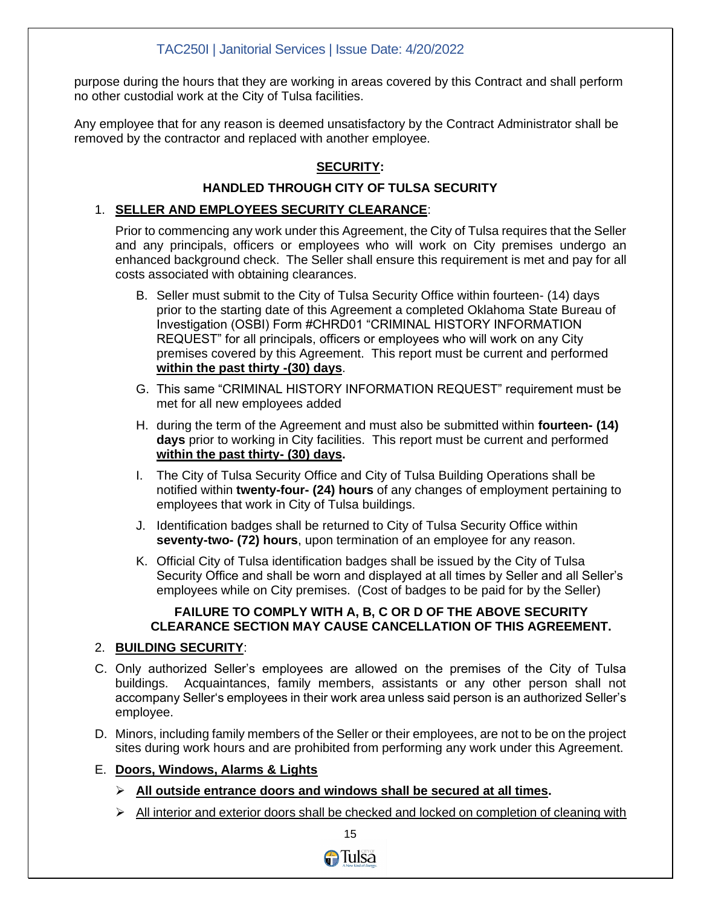purpose during the hours that they are working in areas covered by this Contract and shall perform no other custodial work at the City of Tulsa facilities.

Any employee that for any reason is deemed unsatisfactory by the Contract Administrator shall be removed by the contractor and replaced with another employee.

## **SECURITY:**

### HANDLED THROUGH CITY OF TULSA SECURITY

1. **SELLER AND EMPLOYEES SECURITY CLEARANCE**:

   Prior to commencing any work under this Agreement, the City of Tulsa requires that the Seller and any principals, officers or employees who will work on City premises undergo an enhanced background check. The Seller shall ensure this requirement is met and pay for all costs associated with obtaining clearances.

   B. Seller must submit to the City of Tulsa Security Office within fourteen- (14) days prior to the starting date of this Agreement a completed Oklahoma State Bureau of Investigation (OSBI) Form #CHRD01 "CRIMINAL HISTORY INFORMATION REQUEST" for all principals, officers or employees who will work on any City premises covered by this Agreement. This report must be current and performed **within the past thirty -(30) days**.

   G. This same "CRIMINAL HISTORY INFORMATION REQUEST" requirement must be met for all new employees added

   H. during the term of the Agreement and must also be submitted within **fourteen- (14) days** prior to working in City facilities. This report must be current and performed **within the past thirty- (30) days.**

   I. The City of Tulsa Security Office and City of Tulsa Building Operations shall be notified within **twenty-four- (24) hours** of any changes of employment pertaining to employees that work in City of Tulsa buildings.

   J. Identification badges shall be returned to City of Tulsa Security Office within **seventy-two- (72) hours**, upon termination of an employee for any reason.

   K. Official City of Tulsa identification badges shall be issued by the City of Tulsa Security Office and shall be worn and displayed at all times by Seller and all Seller's employees while on City premises. (Cost of badges to be paid for by the Seller)

   **FAILURE TO COMPLY WITH A, B, C OR D OF THE ABOVE SECURITY CLEARANCE SECTION MAY CAUSE CANCELLATION OF THIS AGREEMENT.**

2. **BUILDING SECURITY**:

C. Only authorized Seller's employees are allowed on the premises of the City of Tulsa buildings. Acquaintances, family members, assistants or any other person shall not accompany Seller's employees in their work area unless said person is an authorized Seller's employee.

D. Minors, including family members of the Seller or their employees, are not to be on the project sites during work hours and are prohibited from performing any work under this Agreement.

E. **Doors, Windows, Alarms & Lights**

- **All outside entrance doors and windows shall be secured at all times.**
- All interior and exterior doors shall be checked and locked on completion of cleaning with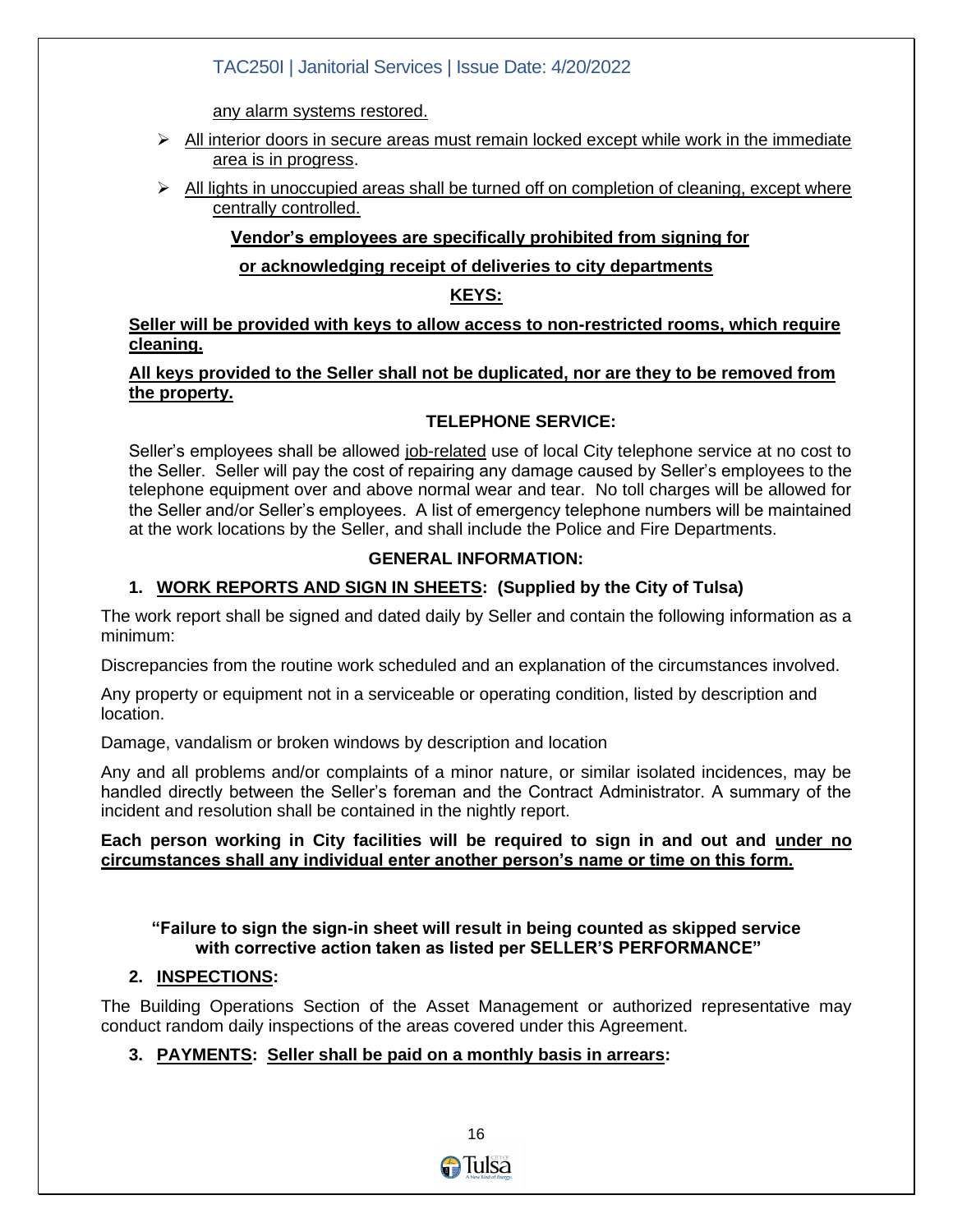any alarm systems restored.

- All interior doors in secure areas must remain locked except while work in the immediate area is in progress.
- All lights in unoccupied areas shall be turned off on completion of cleaning, except where centrally controlled.

**Vendor's employees are specifically prohibited from signing for or acknowledging receipt of deliveries to city departments**

**KEYS:**

**Seller will be provided with keys to allow access to non-restricted rooms, which require cleaning.**

**All keys provided to the Seller shall not be duplicated, nor are they to be removed from the property.**

**TELEPHONE SERVICE:**

Seller's employees shall be allowed job-related use of local City telephone service at no cost to the Seller. Seller will pay the cost of repairing any damage caused by Seller's employees to the telephone equipment over and above normal wear and tear. No toll charges will be allowed for the Seller and/or Seller's employees. A list of emergency telephone numbers will be maintained at the work locations by the Seller, and shall include the Police and Fire Departments.

**GENERAL INFORMATION:**

1. **WORK REPORTS AND SIGN IN SHEETS: (Supplied by the City of Tulsa)**

The work report shall be signed and dated daily by Seller and contain the following information as a minimum:

Discrepancies from the routine work scheduled and an explanation of the circumstances involved.

Any property or equipment not in a serviceable or operating condition, listed by description and location.

Damage, vandalism or broken windows by description and location

Any and all problems and/or complaints of a minor nature, or similar isolated incidences, may be handled directly between the Seller's foreman and the Contract Administrator. A summary of the incident and resolution shall be contained in the nightly report.

**Each person working in City facilities will be required to sign in and out and under no circumstances shall any individual enter another person's name or time on this form.**

**"Failure to sign the sign-in sheet will result in being counted as skipped service with corrective action taken as listed per SELLER'S PERFORMANCE"**

2. **INSPECTIONS:**

The Building Operations Section of the Asset Management or authorized representative may conduct random daily inspections of the areas covered under this Agreement.

3. **PAYMENTS: Seller shall be paid on a monthly basis in arrears:**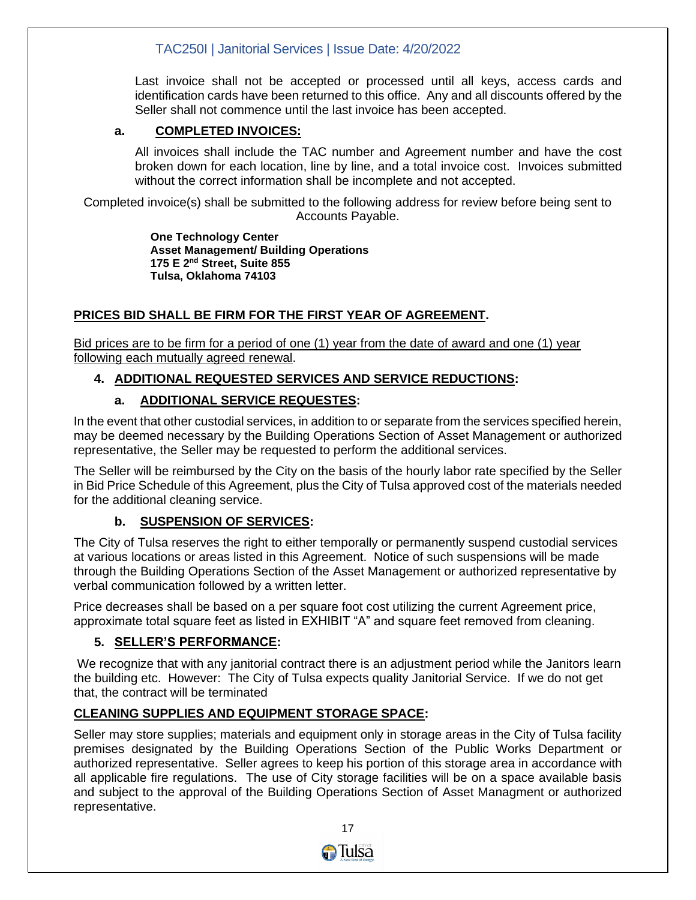Last invoice shall not be accepted or processed until all keys, access cards and identification cards have been returned to this office. Any and all discounts offered by the Seller shall not commence until the last invoice has been accepted.

**a. COMPLETED INVOICES:**

All invoices shall include the TAC number and Agreement number and have the cost broken down for each location, line by line, and a total invoice cost. Invoices submitted without the correct information shall be incomplete and not accepted.

Completed invoice(s) shall be submitted to the following address for review before being sent to Accounts Payable.

**One Technology Center**
**Asset Management/ Building Operations**
**175 E 2nd Street, Suite 855**
**Tulsa, Oklahoma 74103**

**PRICES BID SHALL BE FIRM FOR THE FIRST YEAR OF AGREEMENT.**

Bid prices are to be firm for a period of one (1) year from the date of award and one (1) year following each mutually agreed renewal.

## 4. ADDITIONAL REQUESTED SERVICES AND SERVICE REDUCTIONS:

### a. ADDITIONAL SERVICE REQUESTES:

In the event that other custodial services, in addition to or separate from the services specified herein, may be deemed necessary by the Building Operations Section of Asset Management or authorized representative, the Seller may be requested to perform the additional services.

The Seller will be reimbursed by the City on the basis of the hourly labor rate specified by the Seller in Bid Price Schedule of this Agreement, plus the City of Tulsa approved cost of the materials needed for the additional cleaning service.

### b. SUSPENSION OF SERVICES:

The City of Tulsa reserves the right to either temporally or permanently suspend custodial services at various locations or areas listed in this Agreement. Notice of such suspensions will be made through the Building Operations Section of the Asset Management or authorized representative by verbal communication followed by a written letter.

Price decreases shall be based on a per square foot cost utilizing the current Agreement price, approximate total square feet as listed in EXHIBIT "A" and square feet removed from cleaning.

## 5. SELLER'S PERFORMANCE:

We recognize that with any janitorial contract there is an adjustment period while the Janitors learn the building etc. However: The City of Tulsa expects quality Janitorial Service. If we do not get that, the contract will be terminated

## CLEANING SUPPLIES AND EQUIPMENT STORAGE SPACE:

Seller may store supplies; materials and equipment only in storage areas in the City of Tulsa facility premises designated by the Building Operations Section of the Public Works Department or authorized representative. Seller agrees to keep his portion of this storage area in accordance with all applicable fire regulations. The use of City storage facilities will be on a space available basis and subject to the approval of the Building Operations Section of Asset Managment or authorized representative.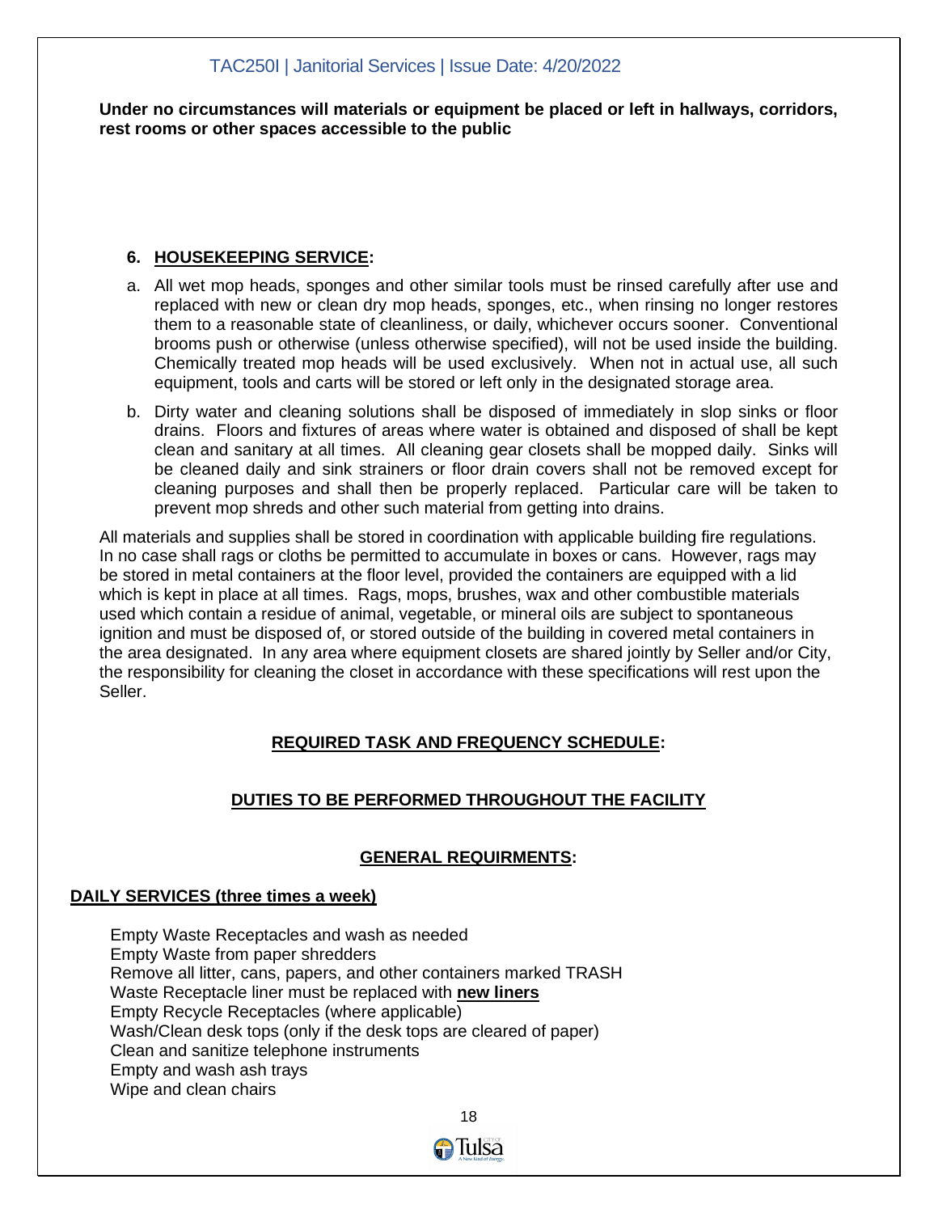**Under no circumstances will materials or equipment be placed or left in hallways, corridors, rest rooms or other spaces accessible to the public**

### 6. HOUSEKEEPING SERVICE:

a. All wet mop heads, sponges and other similar tools must be rinsed carefully after use and replaced with new or clean dry mop heads, sponges, etc., when rinsing no longer restores them to a reasonable state of cleanliness, or daily, whichever occurs sooner. Conventional brooms push or otherwise (unless otherwise specified), will not be used inside the building. Chemically treated mop heads will be used exclusively. When not in actual use, all such equipment, tools and carts will be stored or left only in the designated storage area.

b. Dirty water and cleaning solutions shall be disposed of immediately in slop sinks or floor drains. Floors and fixtures of areas where water is obtained and disposed of shall be kept clean and sanitary at all times. All cleaning gear closets shall be mopped daily. Sinks will be cleaned daily and sink strainers or floor drain covers shall not be removed except for cleaning purposes and shall then be properly replaced. Particular care will be taken to prevent mop shreds and other such material from getting into drains.

All materials and supplies shall be stored in coordination with applicable building fire regulations. In no case shall rags or cloths be permitted to accumulate in boxes or cans. However, rags may be stored in metal containers at the floor level, provided the containers are equipped with a lid which is kept in place at all times. Rags, mops, brushes, wax and other combustible materials used which contain a residue of animal, vegetable, or mineral oils are subject to spontaneous ignition and must be disposed of, or stored outside of the building in covered metal containers in the area designated. In any area where equipment closets are shared jointly by Seller and/or City, the responsibility for cleaning the closet in accordance with these specifications will rest upon the Seller.

## REQUIRED TASK AND FREQUENCY SCHEDULE:

## DUTIES TO BE PERFORMED THROUGHOUT THE FACILITY

## GENERAL REQUIRMENTS:

**DAILY SERVICES (three times a week)**

Empty Waste Receptacles and wash as needed
Empty Waste from paper shredders
Remove all litter, cans, papers, and other containers marked TRASH
Waste Receptacle liner must be replaced with **new liners**
Empty Recycle Receptacles (where applicable)
Wash/Clean desk tops (only if the desk tops are cleared of paper)
Clean and sanitize telephone instruments
Empty and wash ash trays
Wipe and clean chairs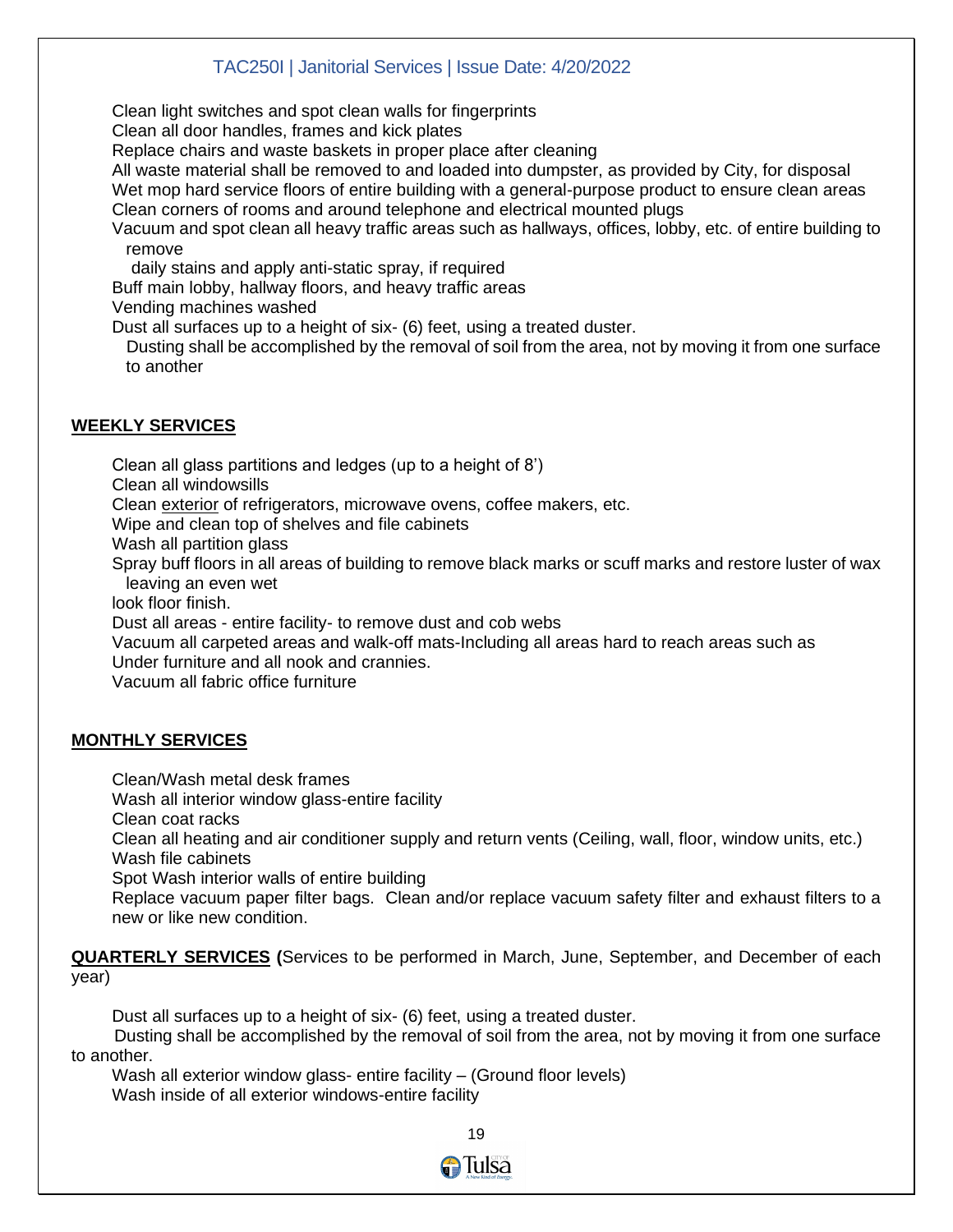Clean light switches and spot clean walls for fingerprints
Clean all door handles, frames and kick plates
Replace chairs and waste baskets in proper place after cleaning
All waste material shall be removed to and loaded into dumpster, as provided by City, for disposal
Wet mop hard service floors of entire building with a general-purpose product to ensure clean areas
Clean corners of rooms and around telephone and electrical mounted plugs
Vacuum and spot clean all heavy traffic areas such as hallways, offices, lobby, etc. of entire building to remove daily stains and apply anti-static spray, if required
Buff main lobby, hallway floors, and heavy traffic areas
Vending machines washed
Dust all surfaces up to a height of six- (6) feet, using a treated duster.
Dusting shall be accomplished by the removal of soil from the area, not by moving it from one surface to another

**WEEKLY SERVICES**

Clean all glass partitions and ledges (up to a height of 8')
Clean all windowsills
Clean <u>exterior</u> of refrigerators, microwave ovens, coffee makers, etc.
Wipe and clean top of shelves and file cabinets
Wash all partition glass
Spray buff floors in all areas of building to remove black marks or scuff marks and restore luster of wax leaving an even wet look floor finish.
Dust all areas - entire facility- to remove dust and cob webs
Vacuum all carpeted areas and walk-off mats-Including all areas hard to reach areas such as Under furniture and all nook and crannies.
Vacuum all fabric office furniture

**MONTHLY SERVICES**

Clean/Wash metal desk frames
Wash all interior window glass-entire facility
Clean coat racks
Clean all heating and air conditioner supply and return vents (Ceiling, wall, floor, window units, etc.)
Wash file cabinets
Spot Wash interior walls of entire building
Replace vacuum paper filter bags. Clean and/or replace vacuum safety filter and exhaust filters to a new or like new condition.

**QUARTERLY SERVICES** **(**Services to be performed in March, June, September, and December of each year)

Dust all surfaces up to a height of six- (6) feet, using a treated duster.
Dusting shall be accomplished by the removal of soil from the area, not by moving it from one surface to another.
Wash all exterior window glass- entire facility – (Ground floor levels)
Wash inside of all exterior windows-entire facility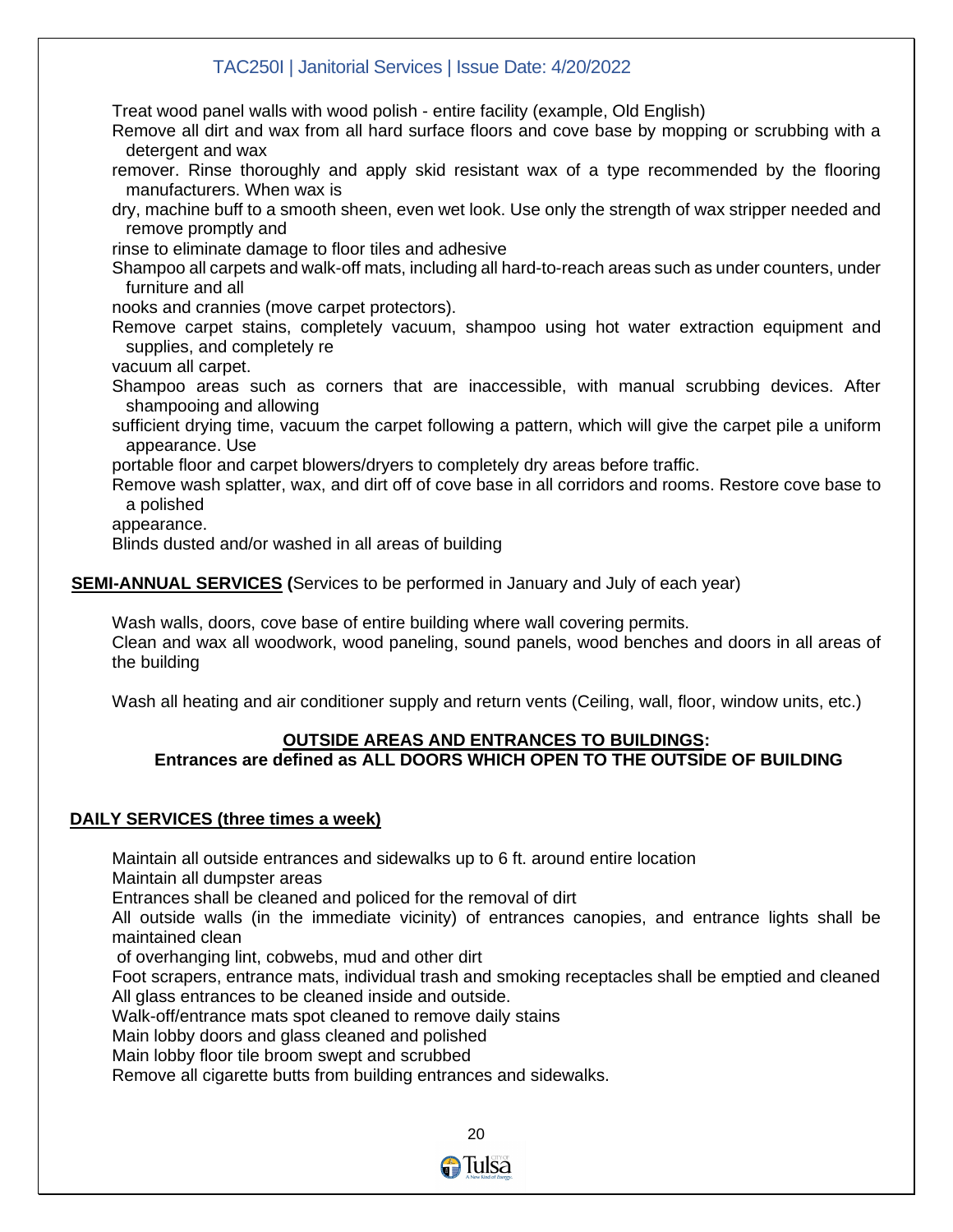Treat wood panel walls with wood polish - entire facility (example, Old English)

Remove all dirt and wax from all hard surface floors and cove base by mopping or scrubbing with a detergent and wax

remover. Rinse thoroughly and apply skid resistant wax of a type recommended by the flooring manufacturers. When wax is

dry, machine buff to a smooth sheen, even wet look. Use only the strength of wax stripper needed and remove promptly and

rinse to eliminate damage to floor tiles and adhesive

Shampoo all carpets and walk-off mats, including all hard-to-reach areas such as under counters, under furniture and all

nooks and crannies (move carpet protectors).

Remove carpet stains, completely vacuum, shampoo using hot water extraction equipment and supplies, and completely re

vacuum all carpet.

Shampoo areas such as corners that are inaccessible, with manual scrubbing devices. After shampooing and allowing

sufficient drying time, vacuum the carpet following a pattern, which will give the carpet pile a uniform appearance. Use

portable floor and carpet blowers/dryers to completely dry areas before traffic.

Remove wash splatter, wax, and dirt off of cove base in all corridors and rooms. Restore cove base to a polished

appearance.

Blinds dusted and/or washed in all areas of building

**SEMI-ANNUAL SERVICES (**Services to be performed in January and July of each year)

Wash walls, doors, cove base of entire building where wall covering permits.

Clean and wax all woodwork, wood paneling, sound panels, wood benches and doors in all areas of the building

Wash all heating and air conditioner supply and return vents (Ceiling, wall, floor, window units, etc.)

**OUTSIDE AREAS AND ENTRANCES TO BUILDINGS:**
**Entrances are defined as ALL DOORS WHICH OPEN TO THE OUTSIDE OF BUILDING**

**DAILY SERVICES (three times a week)**

Maintain all outside entrances and sidewalks up to 6 ft. around entire location

Maintain all dumpster areas

Entrances shall be cleaned and policed for the removal of dirt

All outside walls (in the immediate vicinity) of entrances canopies, and entrance lights shall be maintained clean

of overhanging lint, cobwebs, mud and other dirt

Foot scrapers, entrance mats, individual trash and smoking receptacles shall be emptied and cleaned

All glass entrances to be cleaned inside and outside.

Walk-off/entrance mats spot cleaned to remove daily stains

Main lobby doors and glass cleaned and polished

Main lobby floor tile broom swept and scrubbed

Remove all cigarette butts from building entrances and sidewalks.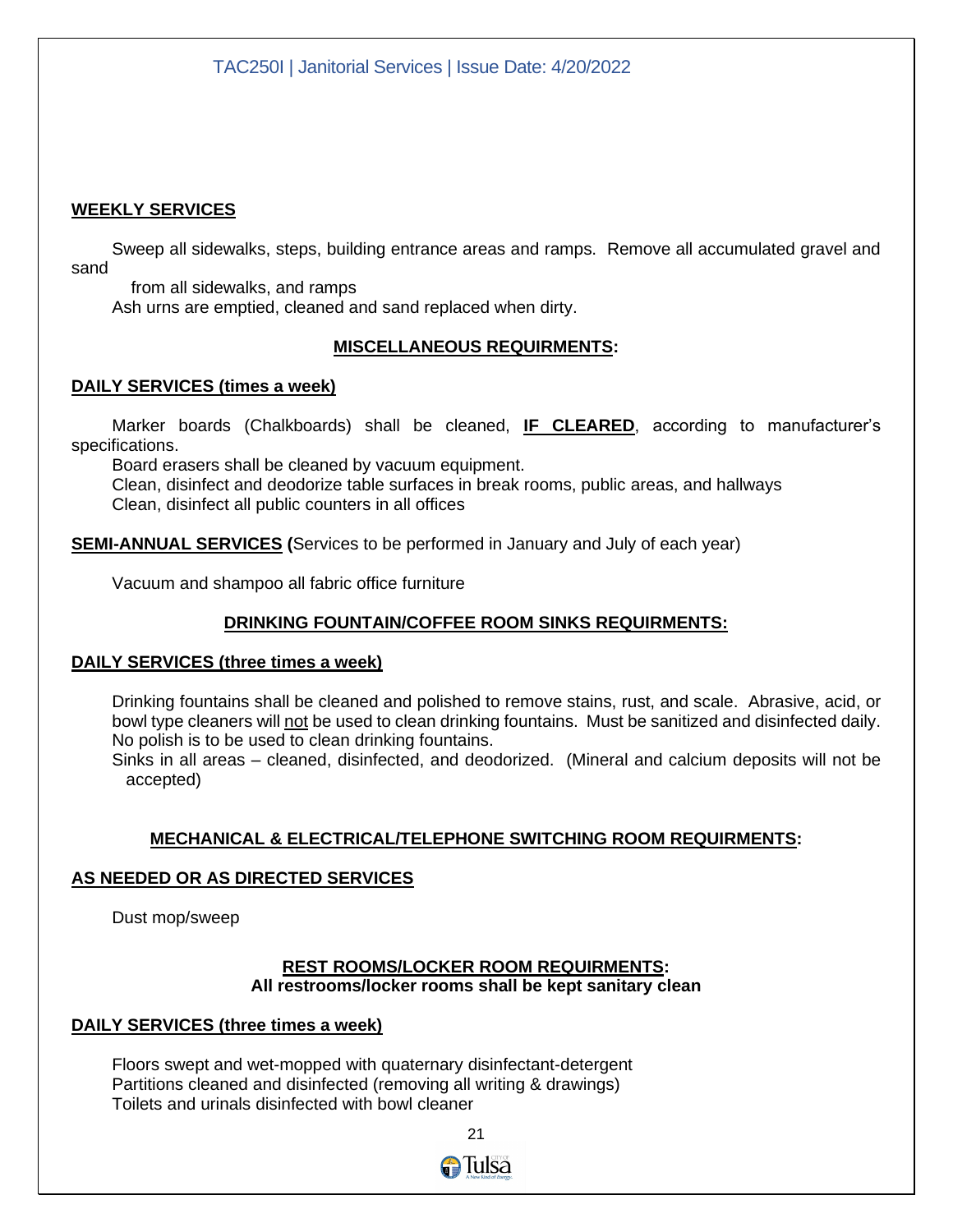**WEEKLY SERVICES**

Sweep all sidewalks, steps, building entrance areas and ramps. Remove all accumulated gravel and sand from all sidewalks, and ramps

Ash urns are emptied, cleaned and sand replaced when dirty.

**MISCELLANEOUS REQUIRMENTS:**

**DAILY SERVICES (times a week)**

Marker boards (Chalkboards) shall be cleaned, **IF CLEARED**, according to manufacturer's specifications.

Board erasers shall be cleaned by vacuum equipment.

Clean, disinfect and deodorize table surfaces in break rooms, public areas, and hallways

Clean, disinfect all public counters in all offices

**SEMI-ANNUAL SERVICES** (Services to be performed in January and July of each year)

Vacuum and shampoo all fabric office furniture

**DRINKING FOUNTAIN/COFFEE ROOM SINKS REQUIRMENTS:**

**DAILY SERVICES (three times a week)**

Drinking fountains shall be cleaned and polished to remove stains, rust, and scale. Abrasive, acid, or bowl type cleaners will not be used to clean drinking fountains. Must be sanitized and disinfected daily. No polish is to be used to clean drinking fountains.

Sinks in all areas – cleaned, disinfected, and deodorized. (Mineral and calcium deposits will not be accepted)

**MECHANICAL & ELECTRICAL/TELEPHONE SWITCHING ROOM REQUIRMENTS:**

**AS NEEDED OR AS DIRECTED SERVICES**

Dust mop/sweep

**REST ROOMS/LOCKER ROOM REQUIRMENTS:**
**All restrooms/locker rooms shall be kept sanitary clean**

**DAILY SERVICES (three times a week)**

Floors swept and wet-mopped with quaternary disinfectant-detergent

Partitions cleaned and disinfected (removing all writing & drawings)

Toilets and urinals disinfected with bowl cleaner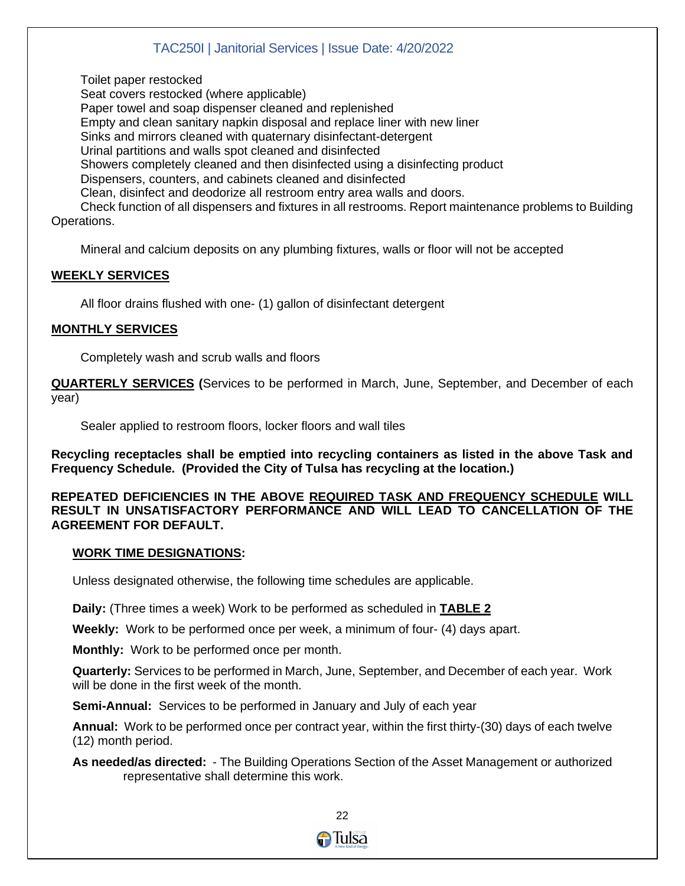Toilet paper restocked
Seat covers restocked (where applicable)
Paper towel and soap dispenser cleaned and replenished
Empty and clean sanitary napkin disposal and replace liner with new liner
Sinks and mirrors cleaned with quaternary disinfectant-detergent
Urinal partitions and walls spot cleaned and disinfected
Showers completely cleaned and then disinfected using a disinfecting product
Dispensers, counters, and cabinets cleaned and disinfected
Clean, disinfect and deodorize all restroom entry area walls and doors.
Check function of all dispensers and fixtures in all restrooms. Report maintenance problems to Building Operations.

Mineral and calcium deposits on any plumbing fixtures, walls or floor will not be accepted

**WEEKLY SERVICES**

All floor drains flushed with one- (1) gallon of disinfectant detergent

**MONTHLY SERVICES**

Completely wash and scrub walls and floors

**QUARTERLY SERVICES (**Services to be performed in March, June, September, and December of each year)

Sealer applied to restroom floors, locker floors and wall tiles

**Recycling receptacles shall be emptied into recycling containers as listed in the above Task and Frequency Schedule. (Provided the City of Tulsa has recycling at the location.)**

**REPEATED DEFICIENCIES IN THE ABOVE REQUIRED TASK AND FREQUENCY SCHEDULE WILL RESULT IN UNSATISFACTORY PERFORMANCE AND WILL LEAD TO CANCELLATION OF THE AGREEMENT FOR DEFAULT.**

**WORK TIME DESIGNATIONS:**

Unless designated otherwise, the following time schedules are applicable.

**Daily:** (Three times a week) Work to be performed as scheduled in **TABLE 2**

**Weekly:** Work to be performed once per week, a minimum of four- (4) days apart.

**Monthly:** Work to be performed once per month.

**Quarterly:** Services to be performed in March, June, September, and December of each year. Work will be done in the first week of the month.

**Semi-Annual:** Services to be performed in January and July of each year

**Annual:** Work to be performed once per contract year, within the first thirty-(30) days of each twelve (12) month period.

**As needed/as directed:** - The Building Operations Section of the Asset Management or authorized representative shall determine this work.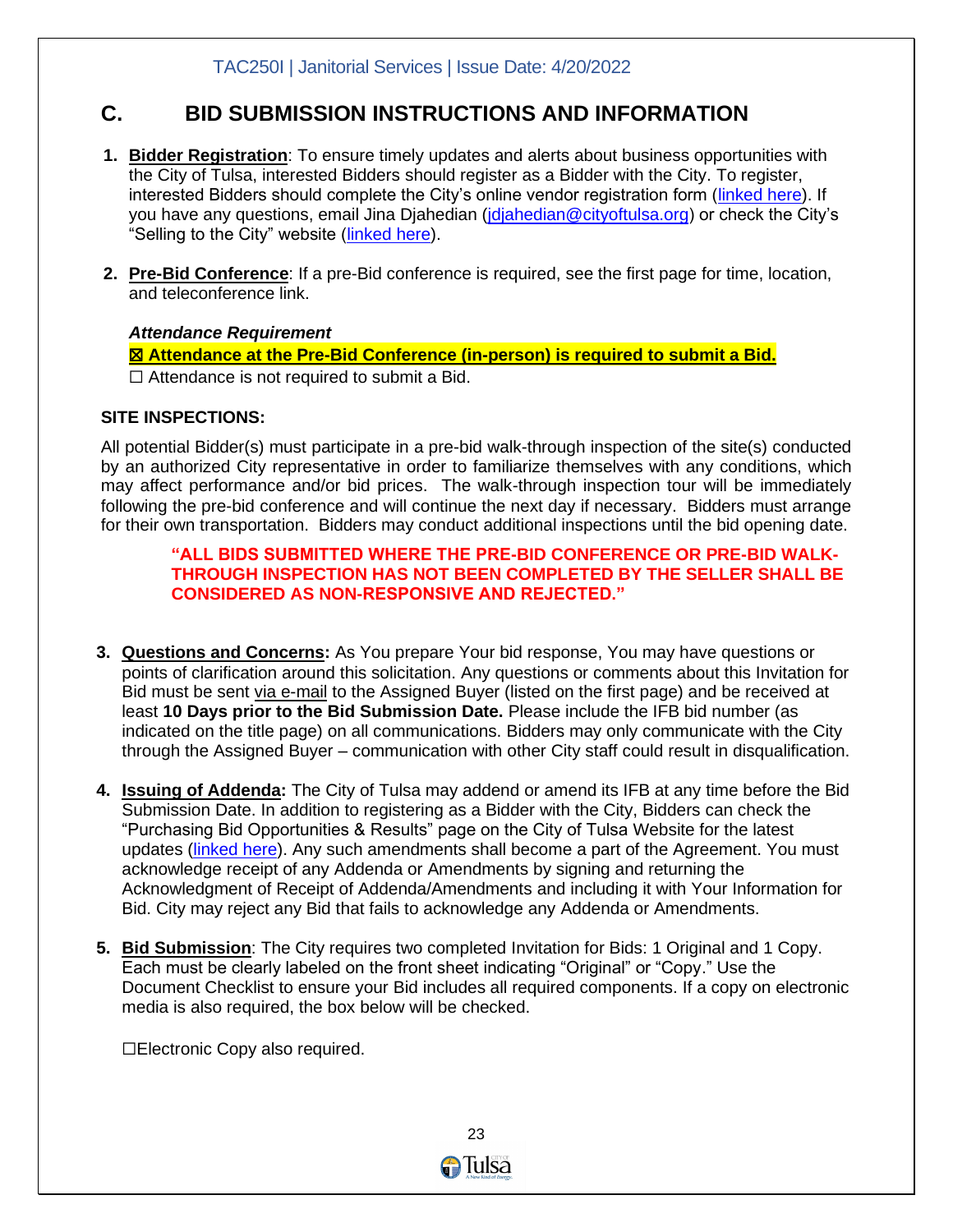## C. BID SUBMISSION INSTRUCTIONS AND INFORMATION

1. **Bidder Registration**: To ensure timely updates and alerts about business opportunities with the City of Tulsa, interested Bidders should register as a Bidder with the City. To register, interested Bidders should complete the City's online vendor registration form (linked here). If you have any questions, email Jina Djahedian (jdjahedian@cityoftulsa.org) or check the City's "Selling to the City" website (linked here).

2. **Pre-Bid Conference**: If a pre-Bid conference is required, see the first page for time, location, and teleconference link.

   ***Attendance Requirement***

   ☒ **Attendance at the Pre-Bid Conference (in-person) is required to submit a Bid.**

   ☐ Attendance is not required to submit a Bid.

**SITE INSPECTIONS:**

All potential Bidder(s) must participate in a pre-bid walk-through inspection of the site(s) conducted by an authorized City representative in order to familiarize themselves with any conditions, which may affect performance and/or bid prices. The walk-through inspection tour will be immediately following the pre-bid conference and will continue the next day if necessary. Bidders must arrange for their own transportation. Bidders may conduct additional inspections until the bid opening date.

> **"ALL BIDS SUBMITTED WHERE THE PRE-BID CONFERENCE OR PRE-BID WALK-THROUGH INSPECTION HAS NOT BEEN COMPLETED BY THE SELLER SHALL BE CONSIDERED AS NON-RESPONSIVE AND REJECTED."**

3. **Questions and Concerns:** As You prepare Your bid response, You may have questions or points of clarification around this solicitation. Any questions or comments about this Invitation for Bid must be sent via e-mail to the Assigned Buyer (listed on the first page) and be received at least **10 Days prior to the Bid Submission Date.** Please include the IFB bid number (as indicated on the title page) on all communications. Bidders may only communicate with the City through the Assigned Buyer – communication with other City staff could result in disqualification.

4. **Issuing of Addenda:** The City of Tulsa may addend or amend its IFB at any time before the Bid Submission Date. In addition to registering as a Bidder with the City, Bidders can check the "Purchasing Bid Opportunities & Results" page on the City of Tulsa Website for the latest updates (linked here). Any such amendments shall become a part of the Agreement. You must acknowledge receipt of any Addenda or Amendments by signing and returning the Acknowledgment of Receipt of Addenda/Amendments and including it with Your Information for Bid. City may reject any Bid that fails to acknowledge any Addenda or Amendments.

5. **Bid Submission**: The City requires two completed Invitation for Bids: 1 Original and 1 Copy. Each must be clearly labeled on the front sheet indicating "Original" or "Copy." Use the Document Checklist to ensure your Bid includes all required components. If a copy on electronic media is also required, the box below will be checked.

   ☐Electronic Copy also required.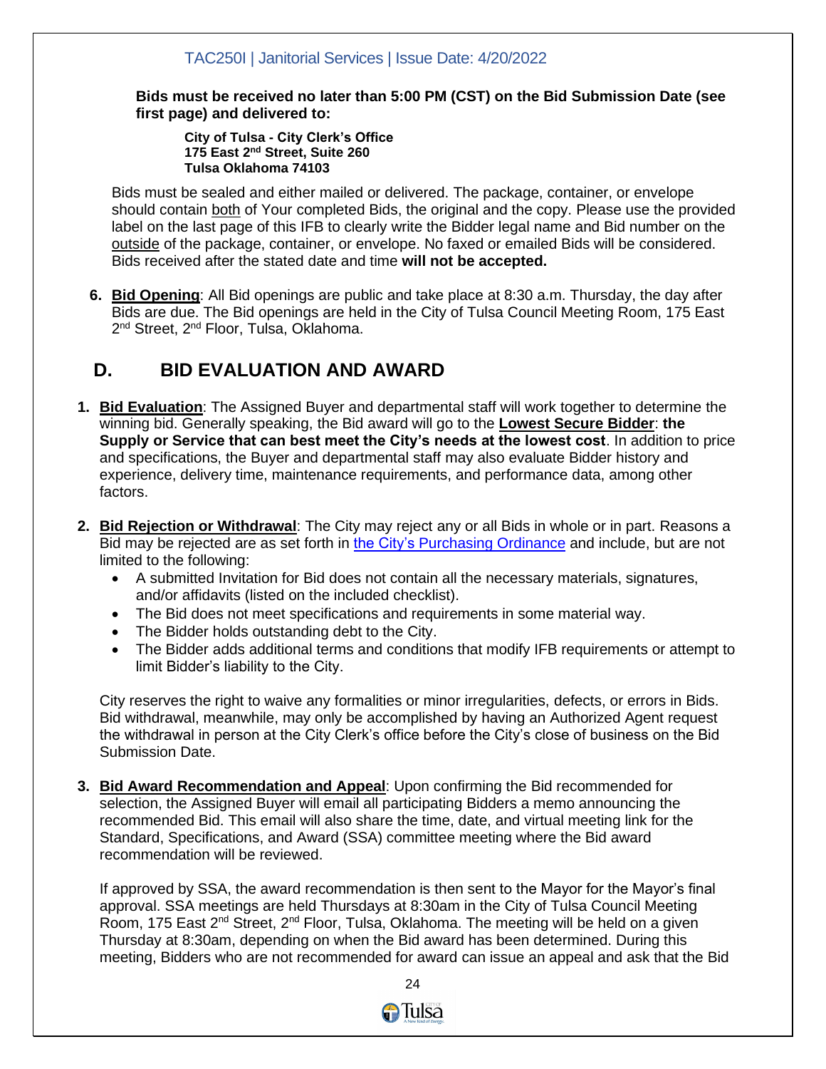**Bids must be received no later than 5:00 PM (CST) on the Bid Submission Date (see first page) and delivered to:**

> **City of Tulsa - City Clerk's Office**
> **175 East 2nd Street, Suite 260**
> **Tulsa Oklahoma 74103**

Bids must be sealed and either mailed or delivered. The package, container, or envelope should contain both of Your completed Bids, the original and the copy. Please use the provided label on the last page of this IFB to clearly write the Bidder legal name and Bid number on the outside of the package, container, or envelope. No faxed or emailed Bids will be considered. Bids received after the stated date and time **will not be accepted.**

6. **Bid Opening**: All Bid openings are public and take place at 8:30 a.m. Thursday, the day after Bids are due. The Bid openings are held in the City of Tulsa Council Meeting Room, 175 East 2nd Street, 2nd Floor, Tulsa, Oklahoma.

## D. BID EVALUATION AND AWARD

1. **Bid Evaluation**: The Assigned Buyer and departmental staff will work together to determine the winning bid. Generally speaking, the Bid award will go to the **Lowest Secure Bidder**: **the Supply or Service that can best meet the City's needs at the lowest cost**. In addition to price and specifications, the Buyer and departmental staff may also evaluate Bidder history and experience, delivery time, maintenance requirements, and performance data, among other factors.

2. **Bid Rejection or Withdrawal**: The City may reject any or all Bids in whole or in part. Reasons a Bid may be rejected are as set forth in the City's Purchasing Ordinance and include, but are not limited to the following:
   - A submitted Invitation for Bid does not contain all the necessary materials, signatures, and/or affidavits (listed on the included checklist).
   - The Bid does not meet specifications and requirements in some material way.
   - The Bidder holds outstanding debt to the City.
   - The Bidder adds additional terms and conditions that modify IFB requirements or attempt to limit Bidder's liability to the City.

   City reserves the right to waive any formalities or minor irregularities, defects, or errors in Bids. Bid withdrawal, meanwhile, may only be accomplished by having an Authorized Agent request the withdrawal in person at the City Clerk's office before the City's close of business on the Bid Submission Date.

3. **Bid Award Recommendation and Appeal**: Upon confirming the Bid recommended for selection, the Assigned Buyer will email all participating Bidders a memo announcing the recommended Bid. This email will also share the time, date, and virtual meeting link for the Standard, Specifications, and Award (SSA) committee meeting where the Bid award recommendation will be reviewed.

   If approved by SSA, the award recommendation is then sent to the Mayor for the Mayor's final approval. SSA meetings are held Thursdays at 8:30am in the City of Tulsa Council Meeting Room, 175 East 2nd Street, 2nd Floor, Tulsa, Oklahoma. The meeting will be held on a given Thursday at 8:30am, depending on when the Bid award has been determined. During this meeting, Bidders who are not recommended for award can issue an appeal and ask that the Bid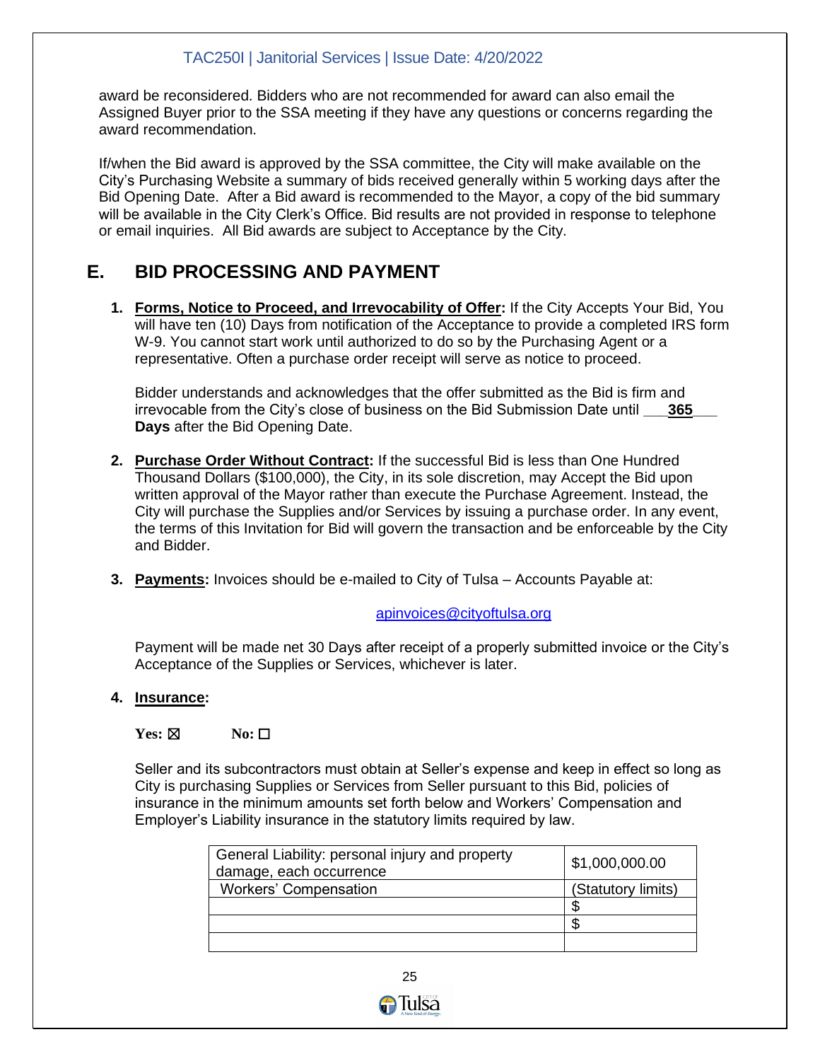award be reconsidered. Bidders who are not recommended for award can also email the Assigned Buyer prior to the SSA meeting if they have any questions or concerns regarding the award recommendation.

If/when the Bid award is approved by the SSA committee, the City will make available on the City's Purchasing Website a summary of bids received generally within 5 working days after the Bid Opening Date. After a Bid award is recommended to the Mayor, a copy of the bid summary will be available in the City Clerk's Office. Bid results are not provided in response to telephone or email inquiries. All Bid awards are subject to Acceptance by the City.

## E. BID PROCESSING AND PAYMENT

1. **Forms, Notice to Proceed, and Irrevocability of Offer:** If the City Accepts Your Bid, You will have ten (10) Days from notification of the Acceptance to provide a completed IRS form W-9. You cannot start work until authorized to do so by the Purchasing Agent or a representative. Often a purchase order receipt will serve as notice to proceed.

   Bidder understands and acknowledges that the offer submitted as the Bid is firm and irrevocable from the City's close of business on the Bid Submission Date until ___**365**___ **Days** after the Bid Opening Date.

2. **Purchase Order Without Contract:** If the successful Bid is less than One Hundred Thousand Dollars ($100,000), the City, in its sole discretion, may Accept the Bid upon written approval of the Mayor rather than execute the Purchase Agreement. Instead, the City will purchase the Supplies and/or Services by issuing a purchase order. In any event, the terms of this Invitation for Bid will govern the transaction and be enforceable by the City and Bidder.

3. **Payments:** Invoices should be e-mailed to City of Tulsa – Accounts Payable at:

   apinvoices@cityoftulsa.org

   Payment will be made net 30 Days after receipt of a properly submitted invoice or the City's Acceptance of the Supplies or Services, whichever is later.

4. **Insurance:**

   **Yes:** ☒ **No:** ☐

   Seller and its subcontractors must obtain at Seller's expense and keep in effect so long as City is purchasing Supplies or Services from Seller pursuant to this Bid, policies of insurance in the minimum amounts set forth below and Workers' Compensation and Employer's Liability insurance in the statutory limits required by law.

| General Liability: personal injury and property damage, each occurrence | $1,000,000.00 |
|---|---|
| Workers' Compensation | (Statutory limits) |
| | $ |
| | $ |
| | |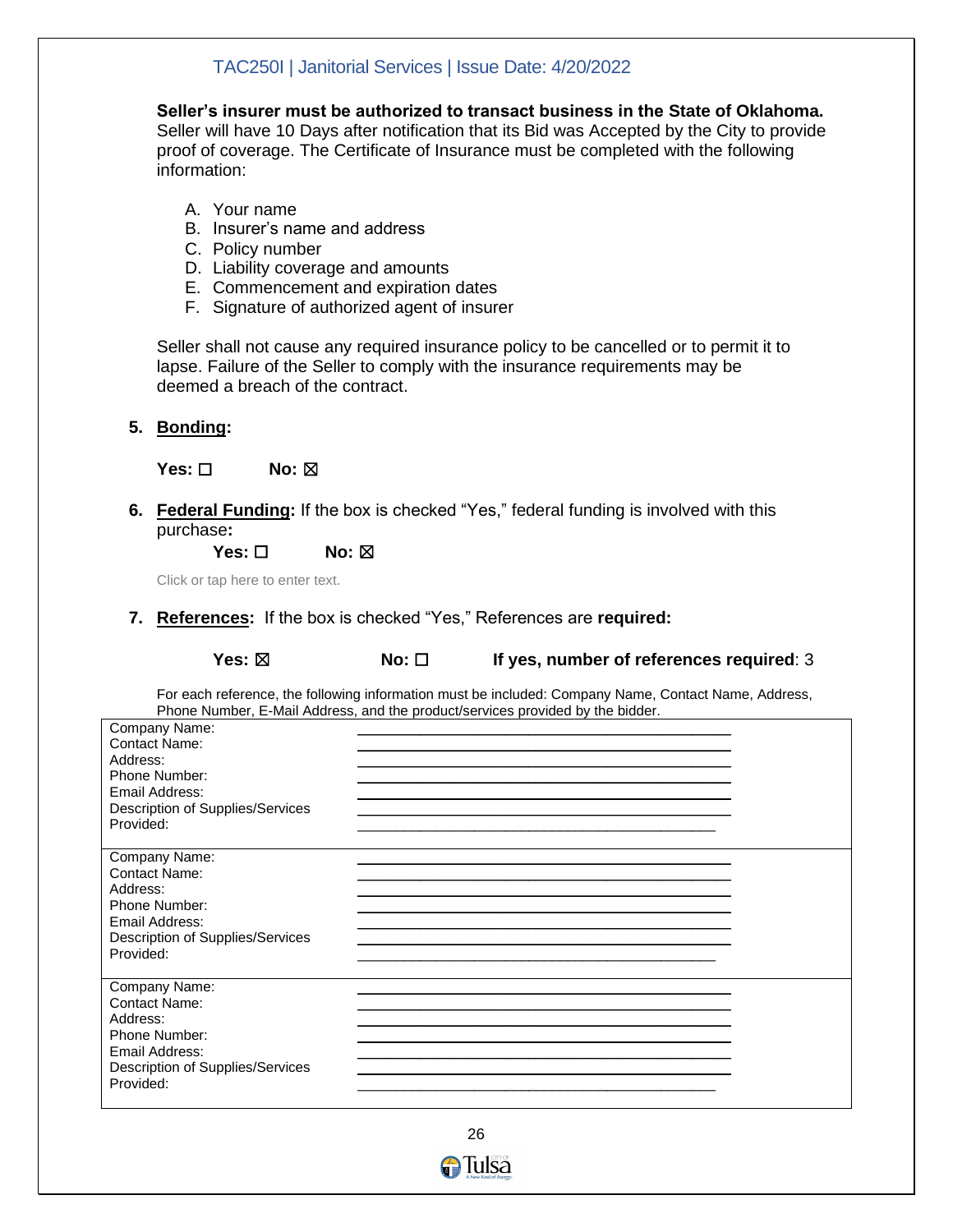**Seller's insurer must be authorized to transact business in the State of Oklahoma.** Seller will have 10 Days after notification that its Bid was Accepted by the City to provide proof of coverage. The Certificate of Insurance must be completed with the following information:

A. Your name
B. Insurer's name and address
C. Policy number
D. Liability coverage and amounts
E. Commencement and expiration dates
F. Signature of authorized agent of insurer

Seller shall not cause any required insurance policy to be cancelled or to permit it to lapse. Failure of the Seller to comply with the insurance requirements may be deemed a breach of the contract.

**5. <u>Bonding</u>:**

**Yes:** ☐ **No:** ☒

**6. <u>Federal Funding</u>:** If the box is checked "Yes," federal funding is involved with this purchase**:**

**Yes:** ☐ **No:** ☒

Click or tap here to enter text.

**7. <u>References</u>:** If the box is checked "Yes," References are **required:**

**Yes:** ☒ **No:** ☐ **If yes, number of references required**: 3

For each reference, the following information must be included: Company Name, Contact Name, Address, Phone Number, E-Mail Address, and the product/services provided by the bidder.

| | |
|---|---|
| Company Name: | ______________________________ |
| Contact Name: | ______________________________ |
| Address: | ______________________________ |
| Phone Number: | ______________________________ |
| Email Address: | ______________________________ |
| Description of Supplies/Services Provided: | ______________________________ |
| Company Name: | ______________________________ |
| Contact Name: | ______________________________ |
| Address: | ______________________________ |
| Phone Number: | ______________________________ |
| Email Address: | ______________________________ |
| Description of Supplies/Services Provided: | ______________________________ |
| Company Name: | ______________________________ |
| Contact Name: | ______________________________ |
| Address: | ______________________________ |
| Phone Number: | ______________________________ |
| Email Address: | ______________________________ |
| Description of Supplies/Services Provided: | ______________________________ |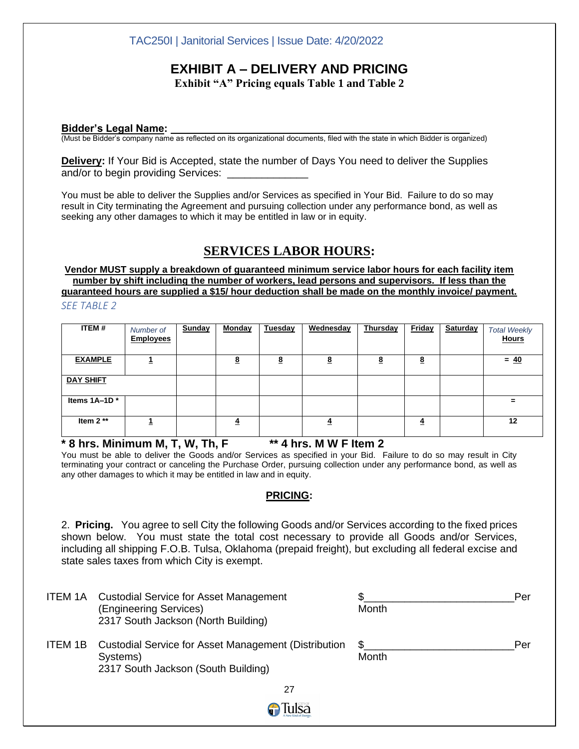TAC250I | Janitorial Services | Issue Date: 4/20/2022

# EXHIBIT A – DELIVERY AND PRICING

**Exhibit "A" Pricing equals Table 1 and Table 2**

**Bidder's Legal Name: ______________________________________________________**
(Must be Bidder's company name as reflected on its organizational documents, filed with the state in which Bidder is organized)

**Delivery:** If Your Bid is Accepted, state the number of Days You need to deliver the Supplies and/or to begin providing Services: ______________

You must be able to deliver the Supplies and/or Services as specified in Your Bid. Failure to do so may result in City terminating the Agreement and pursuing collection under any performance bond, as well as seeking any other damages to which it may be entitled in law or in equity.

## SERVICES LABOR HOURS:

**Vendor MUST supply a breakdown of guaranteed minimum service labor hours for each facility item number by shift including the number of workers, lead persons and supervisors. If less than the guaranteed hours are supplied a $15/ hour deduction shall be made on the monthly invoice/ payment.**

*SEE TABLE 2*

| ITEM # | *Number of* **Employees** | Sunday | Monday | Tuesday | Wednesday | Thursday | Friday | Saturday | *Total Weekly* **Hours** |
|---|---|---|---|---|---|---|---|---|---|
| **EXAMPLE** | 1 | | 8 | 8 | 8 | 8 | 8 | | = 40 |
| **DAY SHIFT** | | | | | | | | | |
| **Items 1A–1D *** | | | | | | | | | = |
| **Item 2 **** | 1 | | 4 | | 4 | | 4 | | 12 |

**\* 8 hrs. Minimum M, T, W, Th, F          ** 4 hrs. M W F Item 2**

You must be able to deliver the Goods and/or Services as specified in your Bid. Failure to do so may result in City terminating your contract or canceling the Purchase Order, pursuing collection under any performance bond, as well as any other damages to which it may be entitled in law and in equity.

## PRICING:

2. **Pricing.** You agree to sell City the following Goods and/or Services according to the fixed prices shown below. You must state the total cost necessary to provide all Goods and/or Services, including all shipping F.O.B. Tulsa, Oklahoma (prepaid freight), but excluding all federal excise and state sales taxes from which City is exempt.

ITEM 1A Custodial Service for Asset Management (Engineering Services) 2317 South Jackson (North Building) — $________________________Per Month

ITEM 1B Custodial Service for Asset Management (Distribution Systems) 2317 South Jackson (South Building) — $________________________Per Month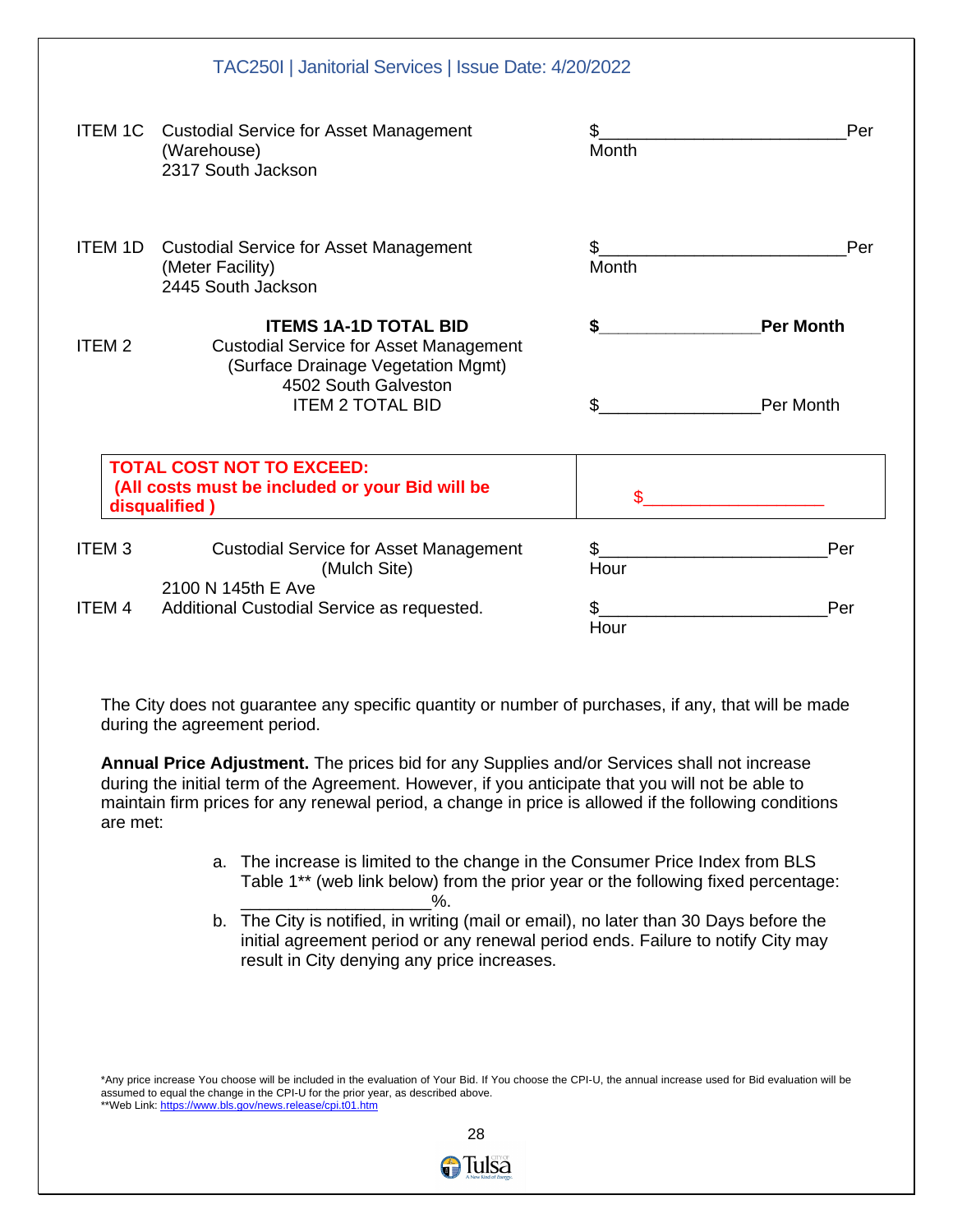| | | |
|---|---|---|
| ITEM 1C | Custodial Service for Asset Management (Warehouse) 2317 South Jackson | $_________________________ Per Month |
| ITEM 1D | Custodial Service for Asset Management (Meter Facility) 2445 South Jackson | $_________________________ Per Month |
| | **ITEMS 1A-1D TOTAL BID** | **$________________ Per Month** |
| ITEM 2 | Custodial Service for Asset Management (Surface Drainage Vegetation Mgmt) 4502 South Galveston | |
| | ITEM 2 TOTAL BID | $________________ Per Month |

| **TOTAL COST NOT TO EXCEED: (All costs must be included or your Bid will be disqualified )** | $________________ |
|---|---|

| | | |
|---|---|---|
| ITEM 3 | Custodial Service for Asset Management (Mulch Site) 2100 N 145th E Ave | $_______________________ Per Hour |
| ITEM 4 | Additional Custodial Service as requested. | $_______________________ Per Hour |

The City does not guarantee any specific quantity or number of purchases, if any, that will be made during the agreement period.

**Annual Price Adjustment.** The prices bid for any Supplies and/or Services shall not increase during the initial term of the Agreement. However, if you anticipate that you will not be able to maintain firm prices for any renewal period, a change in price is allowed if the following conditions are met:

a. The increase is limited to the change in the Consumer Price Index from BLS Table 1** (web link below) from the prior year or the following fixed percentage: ___________________%.
b. The City is notified, in writing (mail or email), no later than 30 Days before the initial agreement period or any renewal period ends. Failure to notify City may result in City denying any price increases.

*Any price increase You choose will be included in the evaluation of Your Bid. If You choose the CPI-U, the annual increase used for Bid evaluation will be assumed to equal the change in the CPI-U for the prior year, as described above.
**Web Link: https://www.bls.gov/news.release/cpi.t01.htm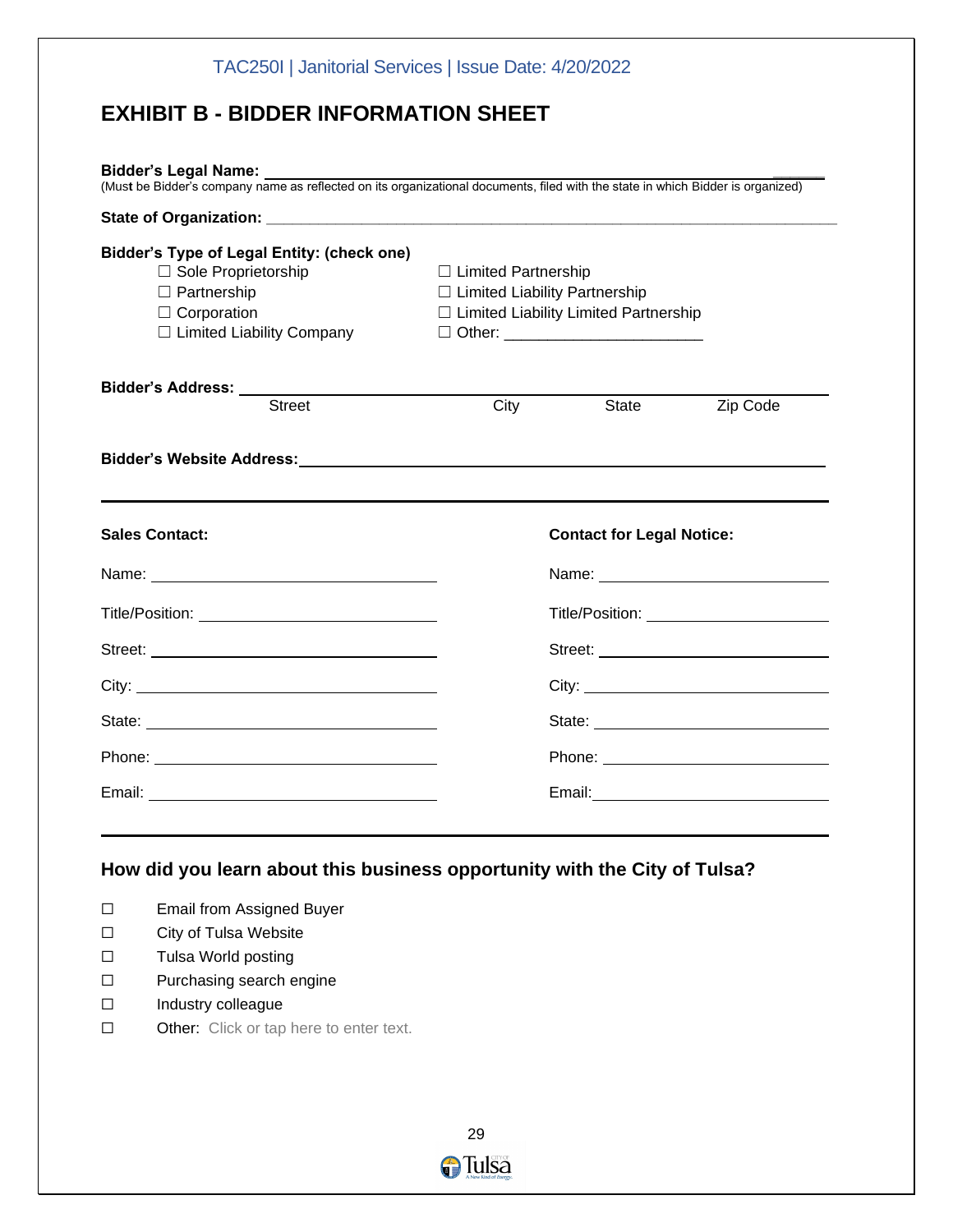# EXHIBIT B - BIDDER INFORMATION SHEET

**Bidder's Legal Name:** ______________________________________________

(Must be Bidder's company name as reflected on its organizational documents, filed with the state in which Bidder is organized)

**State of Organization:** ______________________________________________

**Bidder's Type of Legal Entity: (check one)**

- ☐ Sole Proprietorship
- ☐ Partnership
- ☐ Corporation
- ☐ Limited Liability Company
- ☐ Limited Partnership
- ☐ Limited Liability Partnership
- ☐ Limited Liability Limited Partnership
- ☐ Other: ______________________

**Bidder's Address:** ______________________________________________

Street City State Zip Code

**Bidder's Website Address:** ______________________________________________

---

**Sales Contact:**

Name: ______________________

Title/Position: ______________________

Street: ______________________

City: ______________________

State: ______________________

Phone: ______________________

Email: ______________________

**Contact for Legal Notice:**

Name: ______________________

Title/Position: ______________________

Street: ______________________

City: ______________________

State: ______________________

Phone: ______________________

Email: ______________________

---

## How did you learn about this business opportunity with the City of Tulsa?

- ☐ Email from Assigned Buyer
- ☐ City of Tulsa Website
- ☐ Tulsa World posting
- ☐ Purchasing search engine
- ☐ Industry colleague
- ☐ Other: Click or tap here to enter text.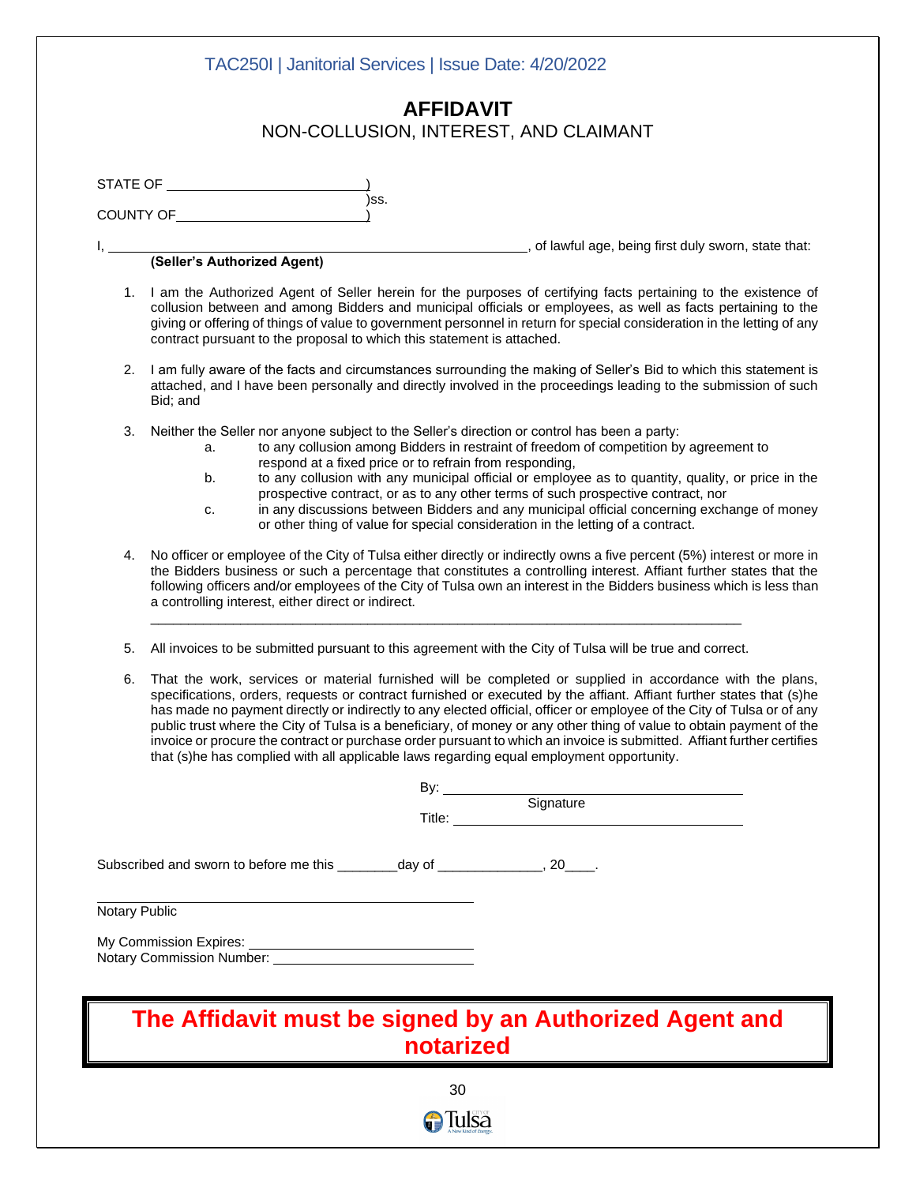TAC250I | Janitorial Services | Issue Date: 4/20/2022

# AFFIDAVIT

## NON-COLLUSION, INTEREST, AND CLAIMANT

STATE OF ______________________)
)ss.
COUNTY OF_____________________)

I, ______________________________________________, of lawful age, being first duly sworn, state that:
**(Seller's Authorized Agent)**

1. I am the Authorized Agent of Seller herein for the purposes of certifying facts pertaining to the existence of collusion between and among Bidders and municipal officials or employees, as well as facts pertaining to the giving or offering of things of value to government personnel in return for special consideration in the letting of any contract pursuant to the proposal to which this statement is attached.

2. I am fully aware of the facts and circumstances surrounding the making of Seller's Bid to which this statement is attached, and I have been personally and directly involved in the proceedings leading to the submission of such Bid; and

3. Neither the Seller nor anyone subject to the Seller's direction or control has been a party:
   a. to any collusion among Bidders in restraint of freedom of competition by agreement to respond at a fixed price or to refrain from responding,
   b. to any collusion with any municipal official or employee as to quantity, quality, or price in the prospective contract, or as to any other terms of such prospective contract, nor
   c. in any discussions between Bidders and any municipal official concerning exchange of money or other thing of value for special consideration in the letting of a contract.

4. No officer or employee of the City of Tulsa either directly or indirectly owns a five percent (5%) interest or more in the Bidders business or such a percentage that constitutes a controlling interest. Affiant further states that the following officers and/or employees of the City of Tulsa own an interest in the Bidders business which is less than a controlling interest, either direct or indirect.

   ____________________________________________________________________________

5. All invoices to be submitted pursuant to this agreement with the City of Tulsa will be true and correct.

6. That the work, services or material furnished will be completed or supplied in accordance with the plans, specifications, orders, requests or contract furnished or executed by the affiant. Affiant further states that (s)he has made no payment directly or indirectly to any elected official, officer or employee of the City of Tulsa or of any public trust where the City of Tulsa is a beneficiary, of money or any other thing of value to obtain payment of the invoice or procure the contract or purchase order pursuant to which an invoice is submitted. Affiant further certifies that (s)he has complied with all applicable laws regarding equal employment opportunity.

By: ______________________________________
Signature

Title: ____________________________________

Subscribed and sworn to before me this ________day of ______________, 20____.

______________________________________
Notary Public

My Commission Expires: ____________________________
Notary Commission Number: _________________________

**The Affidavit must be signed by an Authorized Agent and notarized**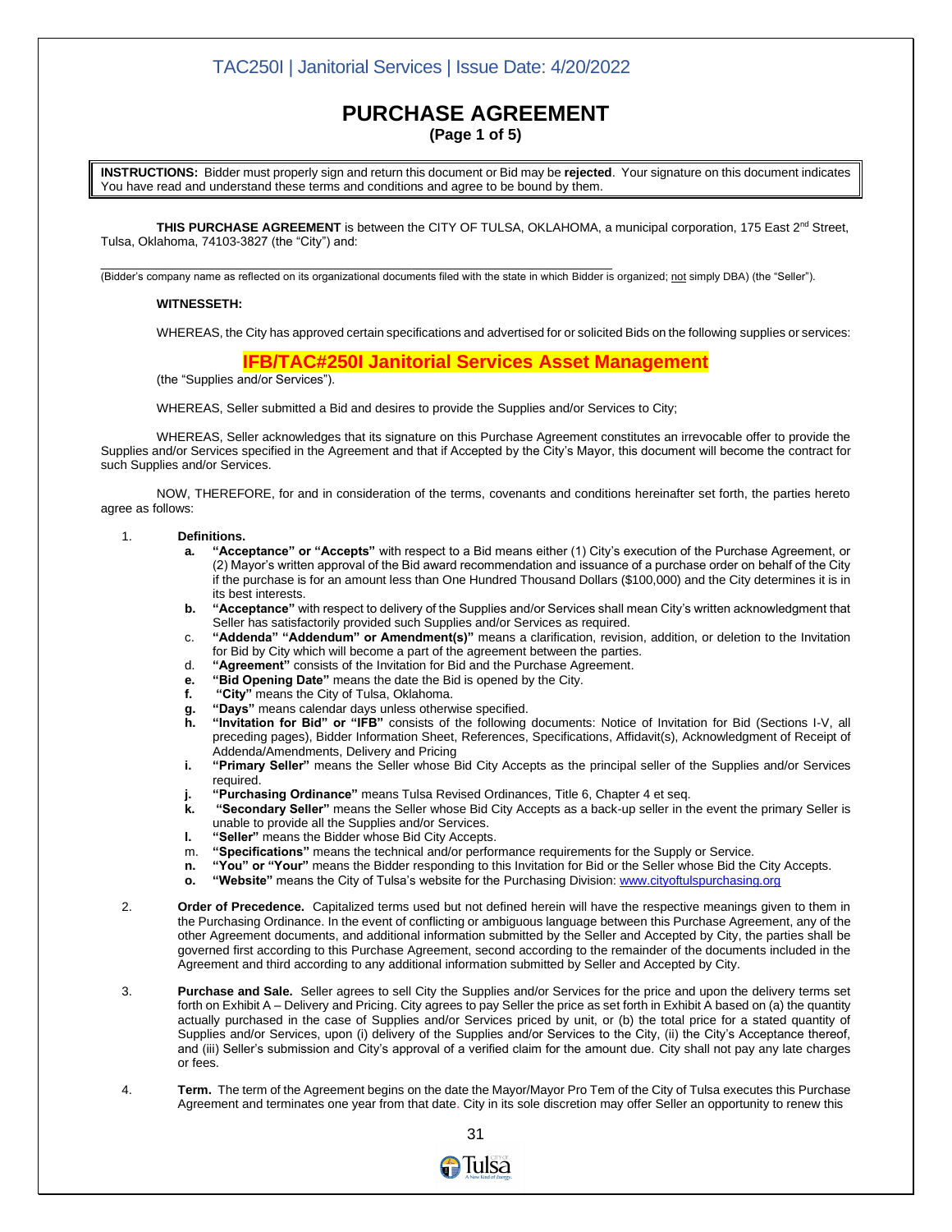# PURCHASE AGREEMENT

**(Page 1 of 5)**

**INSTRUCTIONS:** Bidder must properly sign and return this document or Bid may be **rejected**. Your signature on this document indicates You have read and understand these terms and conditions and agree to be bound by them.

**THIS PURCHASE AGREEMENT** is between the CITY OF TULSA, OKLAHOMA, a municipal corporation, 175 East 2nd Street, Tulsa, Oklahoma, 74103-3827 (the "City") and:

\_\_\_\_\_\_\_\_\_\_\_\_\_\_\_\_\_\_\_\_\_\_\_\_\_\_\_\_\_\_\_\_\_\_\_\_\_\_\_\_\_\_\_\_\_\_\_\_\_\_\_\_\_\_\_\_\_\_\_\_\_\_\_\_\_\_\_\_\_\_

(Bidder's company name as reflected on its organizational documents filed with the state in which Bidder is organized; not simply DBA) (the "Seller").

**WITNESSETH:**

WHEREAS, the City has approved certain specifications and advertised for or solicited Bids on the following supplies or services:

**IFB/TAC#250I Janitorial Services Asset Management**

(the "Supplies and/or Services").

WHEREAS, Seller submitted a Bid and desires to provide the Supplies and/or Services to City;

WHEREAS, Seller acknowledges that its signature on this Purchase Agreement constitutes an irrevocable offer to provide the Supplies and/or Services specified in the Agreement and that if Accepted by the City's Mayor, this document will become the contract for such Supplies and/or Services.

NOW, THEREFORE, for and in consideration of the terms, covenants and conditions hereinafter set forth, the parties hereto agree as follows:

1. **Definitions.**
   - **a. "Acceptance" or "Accepts"** with respect to a Bid means either (1) City's execution of the Purchase Agreement, or (2) Mayor's written approval of the Bid award recommendation and issuance of a purchase order on behalf of the City if the purchase is for an amount less than One Hundred Thousand Dollars ($100,000) and the City determines it is in its best interests.
   - **b. "Acceptance"** with respect to delivery of the Supplies and/or Services shall mean City's written acknowledgment that Seller has satisfactorily provided such Supplies and/or Services as required.
   - c. **"Addenda" "Addendum" or Amendment(s)"** means a clarification, revision, addition, or deletion to the Invitation for Bid by City which will become a part of the agreement between the parties.
   - d. **"Agreement"** consists of the Invitation for Bid and the Purchase Agreement.
   - **e. "Bid Opening Date"** means the date the Bid is opened by the City.
   - **f. "City"** means the City of Tulsa, Oklahoma.
   - **g. "Days"** means calendar days unless otherwise specified.
   - **h. "Invitation for Bid" or "IFB"** consists of the following documents: Notice of Invitation for Bid (Sections I-V, all preceding pages), Bidder Information Sheet, References, Specifications, Affidavit(s), Acknowledgment of Receipt of Addenda/Amendments, Delivery and Pricing
   - **i. "Primary Seller"** means the Seller whose Bid City Accepts as the principal seller of the Supplies and/or Services required.
   - **j. "Purchasing Ordinance"** means Tulsa Revised Ordinances, Title 6, Chapter 4 et seq.
   - **k. "Secondary Seller"** means the Seller whose Bid City Accepts as a back-up seller in the event the primary Seller is unable to provide all the Supplies and/or Services.
   - **l. "Seller"** means the Bidder whose Bid City Accepts.
   - m. **"Specifications"** means the technical and/or performance requirements for the Supply or Service.
   - **n. "You" or "Your"** means the Bidder responding to this Invitation for Bid or the Seller whose Bid the City Accepts.
   - **o. "Website"** means the City of Tulsa's website for the Purchasing Division: www.cityoftulspurchasing.org

2. **Order of Precedence.** Capitalized terms used but not defined herein will have the respective meanings given to them in the Purchasing Ordinance. In the event of conflicting or ambiguous language between this Purchase Agreement, any of the other Agreement documents, and additional information submitted by the Seller and Accepted by City, the parties shall be governed first according to this Purchase Agreement, second according to the remainder of the documents included in the Agreement and third according to any additional information submitted by Seller and Accepted by City.

3. **Purchase and Sale.** Seller agrees to sell City the Supplies and/or Services for the price and upon the delivery terms set forth on Exhibit A – Delivery and Pricing. City agrees to pay Seller the price as set forth in Exhibit A based on (a) the quantity actually purchased in the case of Supplies and/or Services priced by unit, or (b) the total price for a stated quantity of Supplies and/or Services, upon (i) delivery of the Supplies and/or Services to the City, (ii) the City's Acceptance thereof, and (iii) Seller's submission and City's approval of a verified claim for the amount due. City shall not pay any late charges or fees.

4. **Term.** The term of the Agreement begins on the date the Mayor/Mayor Pro Tem of the City of Tulsa executes this Purchase Agreement and terminates one year from that date. City in its sole discretion may offer Seller an opportunity to renew this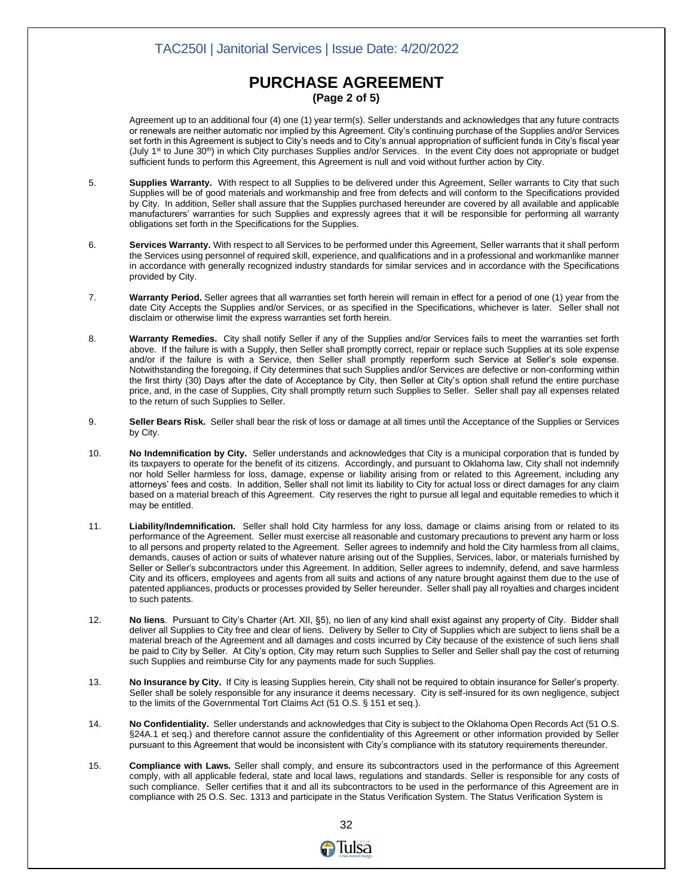# PURCHASE AGREEMENT

**(Page 2 of 5)**

Agreement up to an additional four (4) one (1) year term(s). Seller understands and acknowledges that any future contracts or renewals are neither automatic nor implied by this Agreement. City's continuing purchase of the Supplies and/or Services set forth in this Agreement is subject to City's needs and to City's annual appropriation of sufficient funds in City's fiscal year (July 1st to June 30th) in which City purchases Supplies and/or Services. In the event City does not appropriate or budget sufficient funds to perform this Agreement, this Agreement is null and void without further action by City.

5. **Supplies Warranty.** With respect to all Supplies to be delivered under this Agreement, Seller warrants to City that such Supplies will be of good materials and workmanship and free from defects and will conform to the Specifications provided by City. In addition, Seller shall assure that the Supplies purchased hereunder are covered by all available and applicable manufacturers' warranties for such Supplies and expressly agrees that it will be responsible for performing all warranty obligations set forth in the Specifications for the Supplies.

6. **Services Warranty.** With respect to all Services to be performed under this Agreement, Seller warrants that it shall perform the Services using personnel of required skill, experience, and qualifications and in a professional and workmanlike manner in accordance with generally recognized industry standards for similar services and in accordance with the Specifications provided by City.

7. **Warranty Period.** Seller agrees that all warranties set forth herein will remain in effect for a period of one (1) year from the date City Accepts the Supplies and/or Services, or as specified in the Specifications, whichever is later. Seller shall not disclaim or otherwise limit the express warranties set forth herein.

8. **Warranty Remedies.** City shall notify Seller if any of the Supplies and/or Services fails to meet the warranties set forth above. If the failure is with a Supply, then Seller shall promptly correct, repair or replace such Supplies at its sole expense and/or if the failure is with a Service, then Seller shall promptly reperform such Service at Seller's sole expense. Notwithstanding the foregoing, if City determines that such Supplies and/or Services are defective or non-conforming within the first thirty (30) Days after the date of Acceptance by City, then Seller at City's option shall refund the entire purchase price, and, in the case of Supplies, City shall promptly return such Supplies to Seller. Seller shall pay all expenses related to the return of such Supplies to Seller.

9. **Seller Bears Risk.** Seller shall bear the risk of loss or damage at all times until the Acceptance of the Supplies or Services by City.

10. **No Indemnification by City.** Seller understands and acknowledges that City is a municipal corporation that is funded by its taxpayers to operate for the benefit of its citizens. Accordingly, and pursuant to Oklahoma law, City shall not indemnify nor hold Seller harmless for loss, damage, expense or liability arising from or related to this Agreement, including any attorneys' fees and costs. In addition, Seller shall not limit its liability to City for actual loss or direct damages for any claim based on a material breach of this Agreement. City reserves the right to pursue all legal and equitable remedies to which it may be entitled.

11. **Liability/Indemnification.** Seller shall hold City harmless for any loss, damage or claims arising from or related to its performance of the Agreement. Seller must exercise all reasonable and customary precautions to prevent any harm or loss to all persons and property related to the Agreement. Seller agrees to indemnify and hold the City harmless from all claims, demands, causes of action or suits of whatever nature arising out of the Supplies, Services, labor, or materials furnished by Seller or Seller's subcontractors under this Agreement. In addition, Seller agrees to indemnify, defend, and save harmless City and its officers, employees and agents from all suits and actions of any nature brought against them due to the use of patented appliances, products or processes provided by Seller hereunder. Seller shall pay all royalties and charges incident to such patents.

12. **No liens**. Pursuant to City's Charter (Art. XII, §5), no lien of any kind shall exist against any property of City. Bidder shall deliver all Supplies to City free and clear of liens. Delivery by Seller to City of Supplies which are subject to liens shall be a material breach of the Agreement and all damages and costs incurred by City because of the existence of such liens shall be paid to City by Seller. At City's option, City may return such Supplies to Seller and Seller shall pay the cost of returning such Supplies and reimburse City for any payments made for such Supplies.

13. **No Insurance by City.** If City is leasing Supplies herein, City shall not be required to obtain insurance for Seller's property. Seller shall be solely responsible for any insurance it deems necessary. City is self-insured for its own negligence, subject to the limits of the Governmental Tort Claims Act (51 O.S. § 151 et seq.).

14. **No Confidentiality.** Seller understands and acknowledges that City is subject to the Oklahoma Open Records Act (51 O.S. §24A.1 et seq.) and therefore cannot assure the confidentiality of this Agreement or other information provided by Seller pursuant to this Agreement that would be inconsistent with City's compliance with its statutory requirements thereunder.

15. **Compliance with Laws.** Seller shall comply, and ensure its subcontractors used in the performance of this Agreement comply, with all applicable federal, state and local laws, regulations and standards. Seller is responsible for any costs of such compliance. Seller certifies that it and all its subcontractors to be used in the performance of this Agreement are in compliance with 25 O.S. Sec. 1313 and participate in the Status Verification System. The Status Verification System is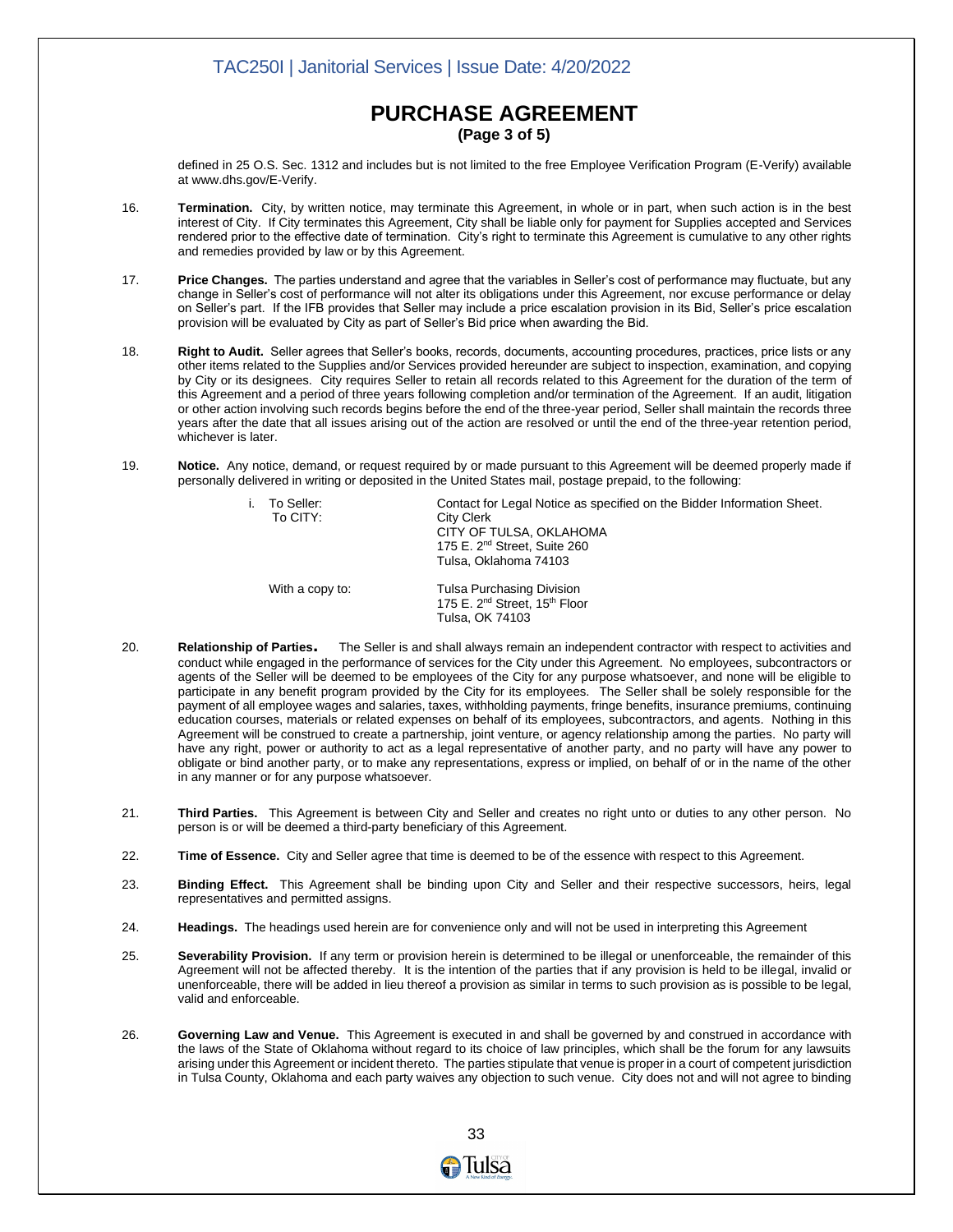# PURCHASE AGREEMENT

**(Page 3 of 5)**

defined in 25 O.S. Sec. 1312 and includes but is not limited to the free Employee Verification Program (E-Verify) available at www.dhs.gov/E-Verify.

16. **Termination.** City, by written notice, may terminate this Agreement, in whole or in part, when such action is in the best interest of City. If City terminates this Agreement, City shall be liable only for payment for Supplies accepted and Services rendered prior to the effective date of termination. City's right to terminate this Agreement is cumulative to any other rights and remedies provided by law or by this Agreement.

17. **Price Changes.** The parties understand and agree that the variables in Seller's cost of performance may fluctuate, but any change in Seller's cost of performance will not alter its obligations under this Agreement, nor excuse performance or delay on Seller's part. If the IFB provides that Seller may include a price escalation provision in its Bid, Seller's price escalation provision will be evaluated by City as part of Seller's Bid price when awarding the Bid.

18. **Right to Audit.** Seller agrees that Seller's books, records, documents, accounting procedures, practices, price lists or any other items related to the Supplies and/or Services provided hereunder are subject to inspection, examination, and copying by City or its designees. City requires Seller to retain all records related to this Agreement for the duration of the term of this Agreement and a period of three years following completion and/or termination of the Agreement. If an audit, litigation or other action involving such records begins before the end of the three-year period, Seller shall maintain the records three years after the date that all issues arising out of the action are resolved or until the end of the three-year retention period, whichever is later.

19. **Notice.** Any notice, demand, or request required by or made pursuant to this Agreement will be deemed properly made if personally delivered in writing or deposited in the United States mail, postage prepaid, to the following:

    i. To Seller: Contact for Legal Notice as specified on the Bidder Information Sheet.

    To CITY: City Clerk
    CITY OF TULSA, OKLAHOMA
    175 E. 2nd Street, Suite 260
    Tulsa, Oklahoma 74103

    With a copy to: Tulsa Purchasing Division
    175 E. 2nd Street, 15th Floor
    Tulsa, OK 74103

20. **Relationship of Parties.** The Seller is and shall always remain an independent contractor with respect to activities and conduct while engaged in the performance of services for the City under this Agreement. No employees, subcontractors or agents of the Seller will be deemed to be employees of the City for any purpose whatsoever, and none will be eligible to participate in any benefit program provided by the City for its employees. The Seller shall be solely responsible for the payment of all employee wages and salaries, taxes, withholding payments, fringe benefits, insurance premiums, continuing education courses, materials or related expenses on behalf of its employees, subcontractors, and agents. Nothing in this Agreement will be construed to create a partnership, joint venture, or agency relationship among the parties. No party will have any right, power or authority to act as a legal representative of another party, and no party will have any power to obligate or bind another party, or to make any representations, express or implied, on behalf of or in the name of the other in any manner or for any purpose whatsoever.

21. **Third Parties.** This Agreement is between City and Seller and creates no right unto or duties to any other person. No person is or will be deemed a third-party beneficiary of this Agreement.

22. **Time of Essence.** City and Seller agree that time is deemed to be of the essence with respect to this Agreement.

23. **Binding Effect.** This Agreement shall be binding upon City and Seller and their respective successors, heirs, legal representatives and permitted assigns.

24. **Headings.** The headings used herein are for convenience only and will not be used in interpreting this Agreement

25. **Severability Provision.** If any term or provision herein is determined to be illegal or unenforceable, the remainder of this Agreement will not be affected thereby. It is the intention of the parties that if any provision is held to be illegal, invalid or unenforceable, there will be added in lieu thereof a provision as similar in terms to such provision as is possible to be legal, valid and enforceable.

26. **Governing Law and Venue.** This Agreement is executed in and shall be governed by and construed in accordance with the laws of the State of Oklahoma without regard to its choice of law principles, which shall be the forum for any lawsuits arising under this Agreement or incident thereto. The parties stipulate that venue is proper in a court of competent jurisdiction in Tulsa County, Oklahoma and each party waives any objection to such venue. City does not and will not agree to binding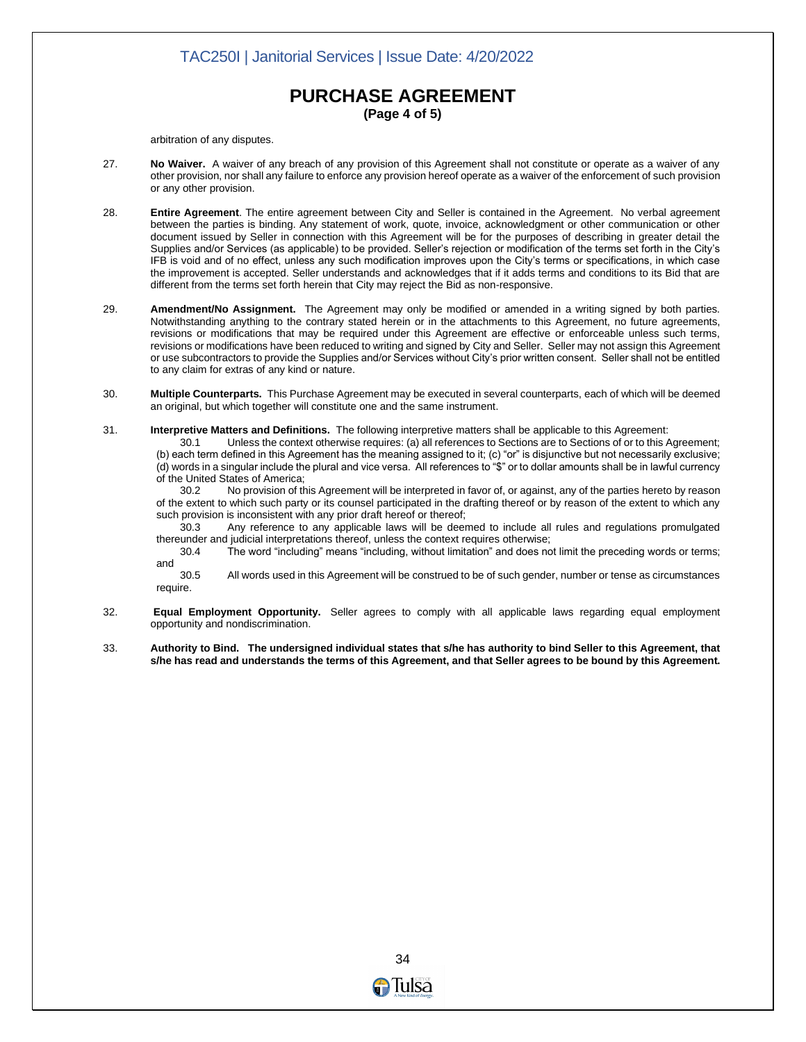## PURCHASE AGREEMENT

**(Page 4 of 5)**

arbitration of any disputes.

27. **No Waiver.** A waiver of any breach of any provision of this Agreement shall not constitute or operate as a waiver of any other provision, nor shall any failure to enforce any provision hereof operate as a waiver of the enforcement of such provision or any other provision.

28. **Entire Agreement**. The entire agreement between City and Seller is contained in the Agreement. No verbal agreement between the parties is binding. Any statement of work, quote, invoice, acknowledgment or other communication or other document issued by Seller in connection with this Agreement will be for the purposes of describing in greater detail the Supplies and/or Services (as applicable) to be provided. Seller's rejection or modification of the terms set forth in the City's IFB is void and of no effect, unless any such modification improves upon the City's terms or specifications, in which case the improvement is accepted. Seller understands and acknowledges that if it adds terms and conditions to its Bid that are different from the terms set forth herein that City may reject the Bid as non-responsive.

29. **Amendment/No Assignment.** The Agreement may only be modified or amended in a writing signed by both parties. Notwithstanding anything to the contrary stated herein or in the attachments to this Agreement, no future agreements, revisions or modifications that may be required under this Agreement are effective or enforceable unless such terms, revisions or modifications have been reduced to writing and signed by City and Seller. Seller may not assign this Agreement or use subcontractors to provide the Supplies and/or Services without City's prior written consent. Seller shall not be entitled to any claim for extras of any kind or nature.

30. **Multiple Counterparts.** This Purchase Agreement may be executed in several counterparts, each of which will be deemed an original, but which together will constitute one and the same instrument.

31. **Interpretive Matters and Definitions.** The following interpretive matters shall be applicable to this Agreement:

    30.1 Unless the context otherwise requires: (a) all references to Sections are to Sections of or to this Agreement; (b) each term defined in this Agreement has the meaning assigned to it; (c) "or" is disjunctive but not necessarily exclusive; (d) words in a singular include the plural and vice versa. All references to "$" or to dollar amounts shall be in lawful currency of the United States of America;

    30.2 No provision of this Agreement will be interpreted in favor of, or against, any of the parties hereto by reason of the extent to which such party or its counsel participated in the drafting thereof or by reason of the extent to which any such provision is inconsistent with any prior draft hereof or thereof;

    30.3 Any reference to any applicable laws will be deemed to include all rules and regulations promulgated thereunder and judicial interpretations thereof, unless the context requires otherwise;

    30.4 The word "including" means "including, without limitation" and does not limit the preceding words or terms; and

    30.5 All words used in this Agreement will be construed to be of such gender, number or tense as circumstances require.

32. **Equal Employment Opportunity.** Seller agrees to comply with all applicable laws regarding equal employment opportunity and nondiscrimination.

33. **Authority to Bind. The undersigned individual states that s/he has authority to bind Seller to this Agreement, that s/he has read and understands the terms of this Agreement, and that Seller agrees to be bound by this Agreement.**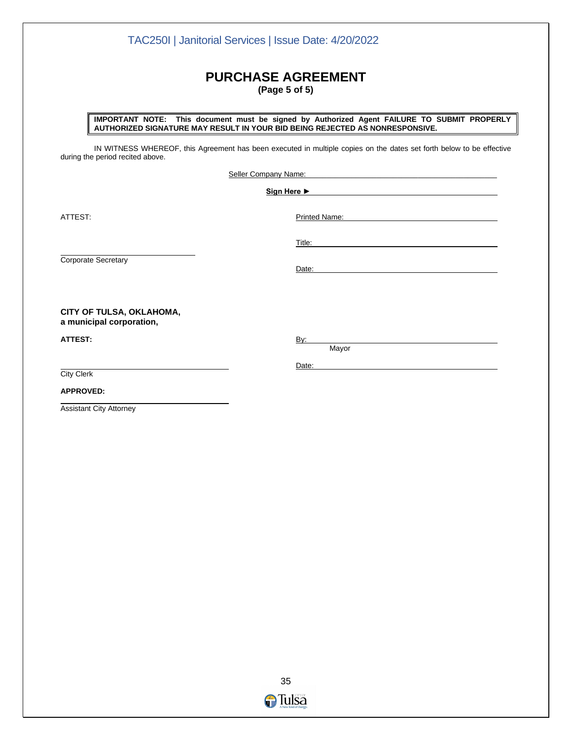# PURCHASE AGREEMENT

**(Page 5 of 5)**

> **IMPORTANT NOTE: This document must be signed by Authorized Agent FAILURE TO SUBMIT PROPERLY AUTHORIZED SIGNATURE MAY RESULT IN YOUR BID BEING REJECTED AS NONRESPONSIVE.**

IN WITNESS WHEREOF, this Agreement has been executed in multiple copies on the dates set forth below to be effective during the period recited above.

Seller Company Name: ______________________________

**Sign Here ►** ______________________________

ATTEST:

Printed Name: ______________________________

Title: ______________________________

______________________________
Corporate Secretary

Date: ______________________________

**CITY OF TULSA, OKLAHOMA,**
**a municipal corporation,**

**ATTEST:**

By: ______________________________
Mayor

______________________________
City Clerk

Date: ______________________________

**APPROVED:**

______________________________
Assistant City Attorney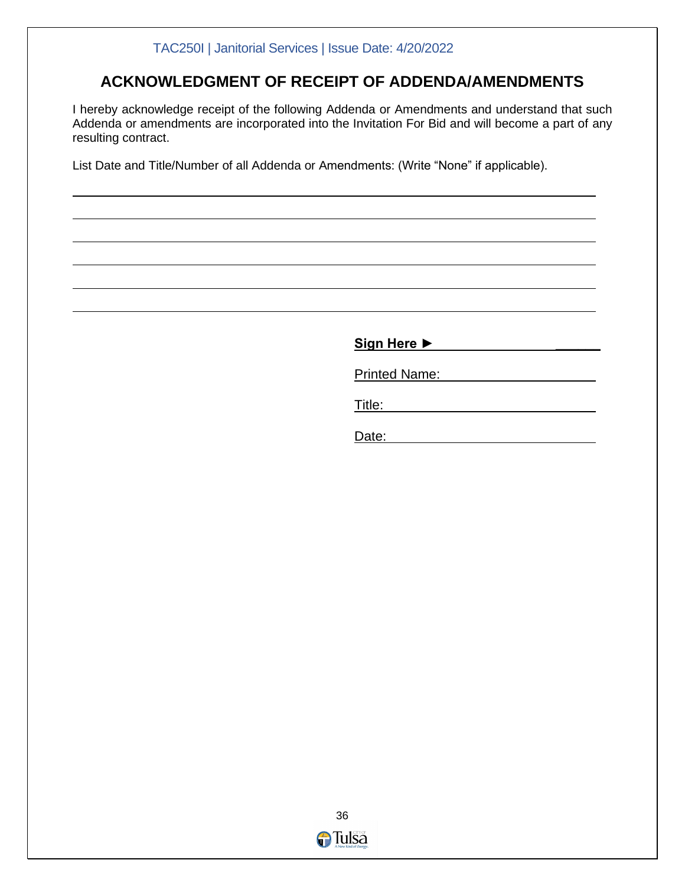# ACKNOWLEDGMENT OF RECEIPT OF ADDENDA/AMENDMENTS

I hereby acknowledge receipt of the following Addenda or Amendments and understand that such Addenda or amendments are incorporated into the Invitation For Bid and will become a part of any resulting contract.

List Date and Title/Number of all Addenda or Amendments: (Write "None" if applicable).

______________________________________________________________________________

______________________________________________________________________________

______________________________________________________________________________

______________________________________________________________________________

______________________________________________________________________________

______________________________________________________________________________

**Sign Here ►** ______________________

Printed Name: ______________________

Title: ______________________

Date: ______________________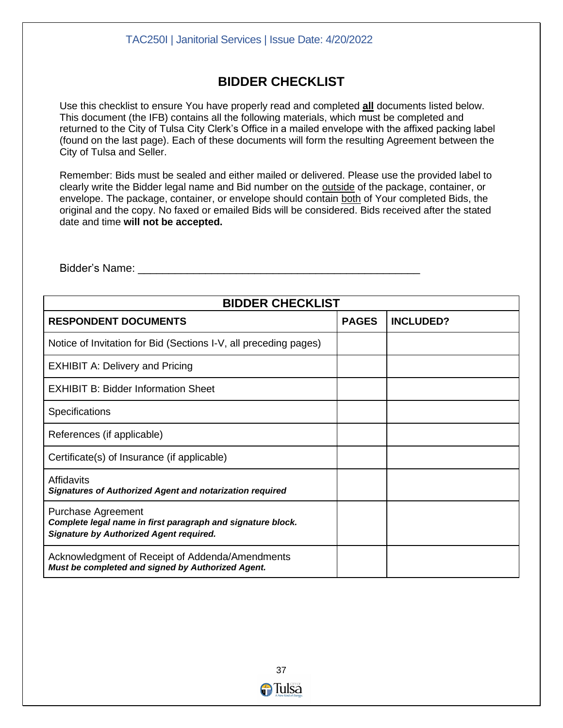# BIDDER CHECKLIST

Use this checklist to ensure You have properly read and completed **<u>all</u>** documents listed below. This document (the IFB) contains all the following materials, which must be completed and returned to the City of Tulsa City Clerk's Office in a mailed envelope with the affixed packing label (found on the last page). Each of these documents will form the resulting Agreement between the City of Tulsa and Seller.

Remember: Bids must be sealed and either mailed or delivered. Please use the provided label to clearly write the Bidder legal name and Bid number on the <u>outside</u> of the package, container, or envelope. The package, container, or envelope should contain <u>both</u> of Your completed Bids, the original and the copy. No faxed or emailed Bids will be considered. Bids received after the stated date and time **will not be accepted.**

Bidder's Name: ______________________________________________

| BIDDER CHECKLIST | | |
|---|---|---|
| **RESPONDENT DOCUMENTS** | **PAGES** | **INCLUDED?** |
| Notice of Invitation for Bid (Sections I-V, all preceding pages) | | |
| EXHIBIT A: Delivery and Pricing | | |
| EXHIBIT B: Bidder Information Sheet | | |
| Specifications | | |
| References (if applicable) | | |
| Certificate(s) of Insurance (if applicable) | | |
| Affidavits<br>***Signatures of Authorized Agent and notarization required*** | | |
| Purchase Agreement<br>***Complete legal name in first paragraph and signature block. Signature by Authorized Agent required.*** | | |
| Acknowledgment of Receipt of Addenda/Amendments<br>***Must be completed and signed by Authorized Agent.*** | | |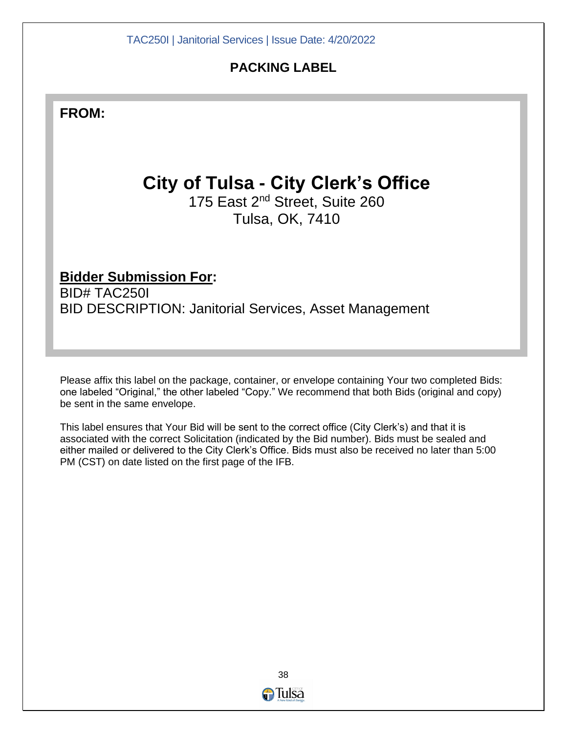## PACKING LABEL

**FROM:**

**City of Tulsa - City Clerk's Office**

175 East 2nd Street, Suite 260

Tulsa, OK, 7410

**Bidder Submission For:**

BID# TAC250I

BID DESCRIPTION: Janitorial Services, Asset Management

Please affix this label on the package, container, or envelope containing Your two completed Bids: one labeled "Original," the other labeled "Copy." We recommend that both Bids (original and copy) be sent in the same envelope.

This label ensures that Your Bid will be sent to the correct office (City Clerk's) and that it is associated with the correct Solicitation (indicated by the Bid number). Bids must be sealed and either mailed or delivered to the City Clerk's Office. Bids must also be received no later than 5:00 PM (CST) on date listed on the first page of the IFB.